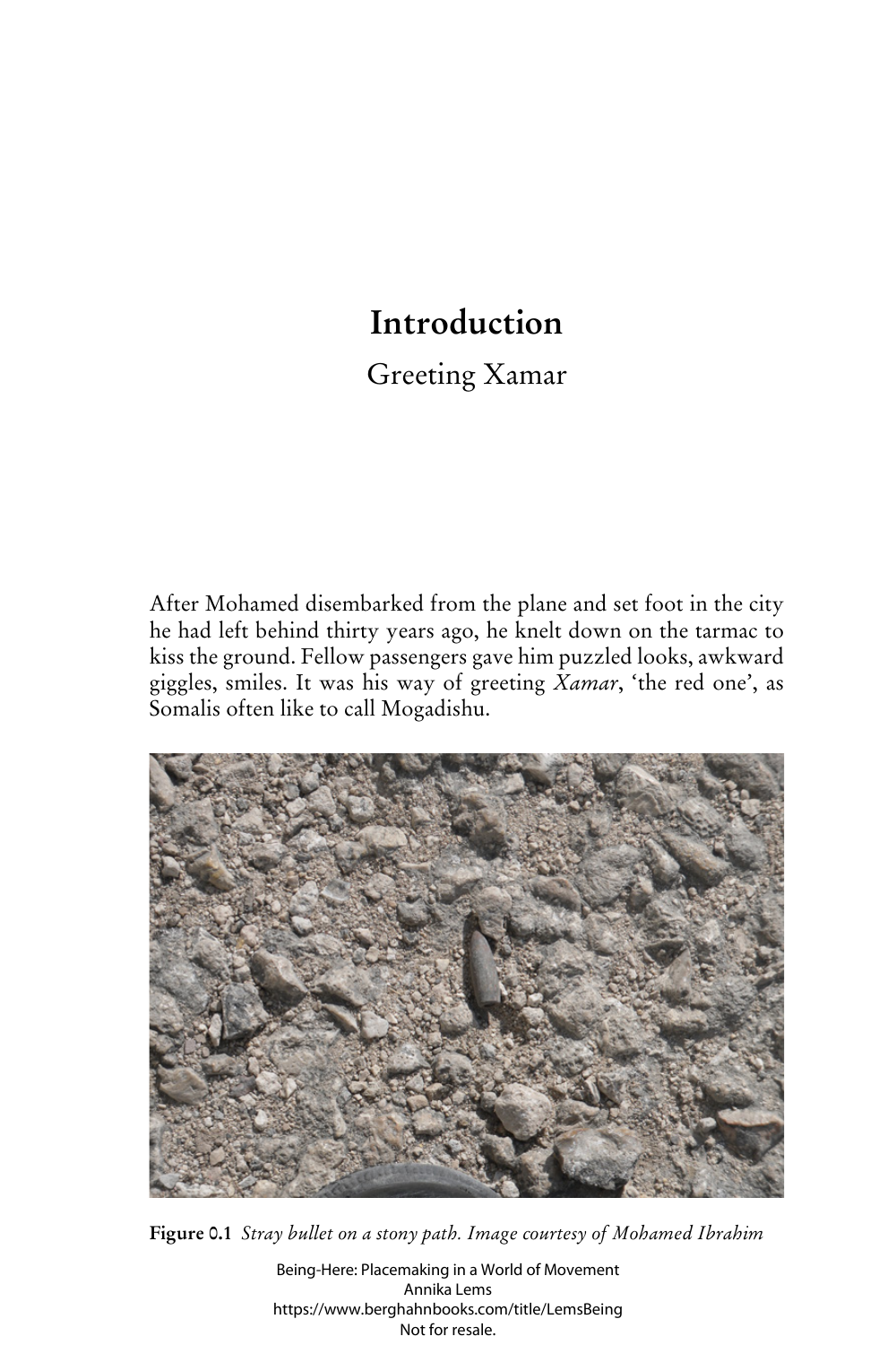# Introduction

## Greeting Xamar

After Mohamed disembarked from the plane and set foot in the city he had left behind thirty years ago, he knelt down on the tarmac to kiss the ground. Fellow passengers gave him puzzled looks, awkward giggles, smiles. It was his way of greeting *Xamar*, 'the red one', as Somalis often like to call Mogadishu.

**Figure 0.1** *Stray bullet on a stony path. Image courtesy of Mohamed Ibrahim*

Being-Here: Placemaking in a World of Movement
Annika Lems
https://www.berghahnbooks.com/title/LemsBeing
Not for resale.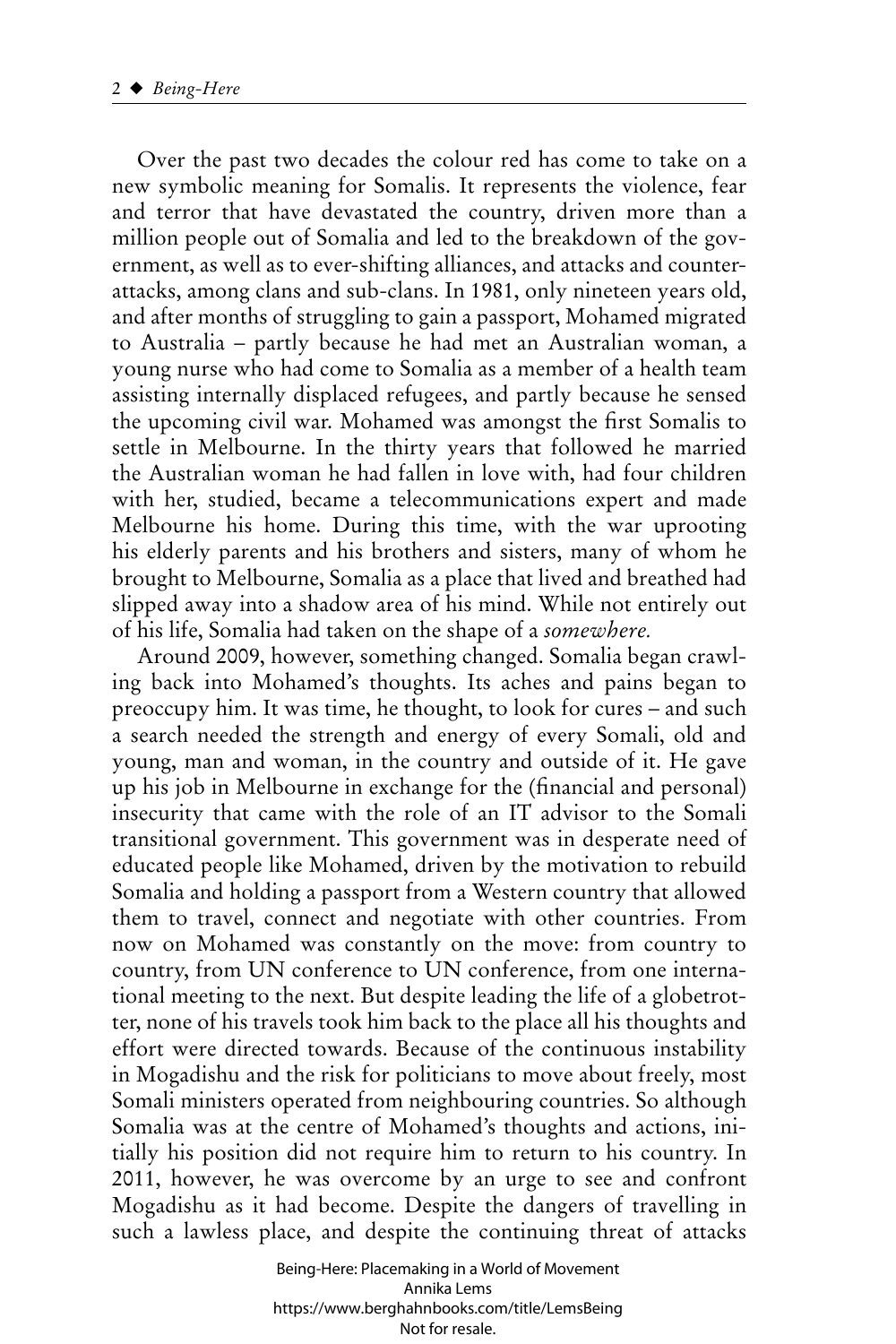Over the past two decades the colour red has come to take on a new symbolic meaning for Somalis. It represents the violence, fear and terror that have devastated the country, driven more than a million people out of Somalia and led to the breakdown of the government, as well as to ever-shifting alliances, and attacks and counterattacks, among clans and sub-clans. In 1981, only nineteen years old, and after months of struggling to gain a passport, Mohamed migrated to Australia – partly because he had met an Australian woman, a young nurse who had come to Somalia as a member of a health team assisting internally displaced refugees, and partly because he sensed the upcoming civil war. Mohamed was amongst the first Somalis to settle in Melbourne. In the thirty years that followed he married the Australian woman he had fallen in love with, had four children with her, studied, became a telecommunications expert and made Melbourne his home. During this time, with the war uprooting his elderly parents and his brothers and sisters, many of whom he brought to Melbourne, Somalia as a place that lived and breathed had slipped away into a shadow area of his mind. While not entirely out of his life, Somalia had taken on the shape of a *somewhere.*

Around 2009, however, something changed. Somalia began crawling back into Mohamed's thoughts. Its aches and pains began to preoccupy him. It was time, he thought, to look for cures – and such a search needed the strength and energy of every Somali, old and young, man and woman, in the country and outside of it. He gave up his job in Melbourne in exchange for the (financial and personal) insecurity that came with the role of an IT advisor to the Somali transitional government. This government was in desperate need of educated people like Mohamed, driven by the motivation to rebuild Somalia and holding a passport from a Western country that allowed them to travel, connect and negotiate with other countries. From now on Mohamed was constantly on the move: from country to country, from UN conference to UN conference, from one international meeting to the next. But despite leading the life of a globetrotter, none of his travels took him back to the place all his thoughts and effort were directed towards. Because of the continuous instability in Mogadishu and the risk for politicians to move about freely, most Somali ministers operated from neighbouring countries. So although Somalia was at the centre of Mohamed's thoughts and actions, initially his position did not require him to return to his country. In 2011, however, he was overcome by an urge to see and confront Mogadishu as it had become. Despite the dangers of travelling in such a lawless place, and despite the continuing threat of attacks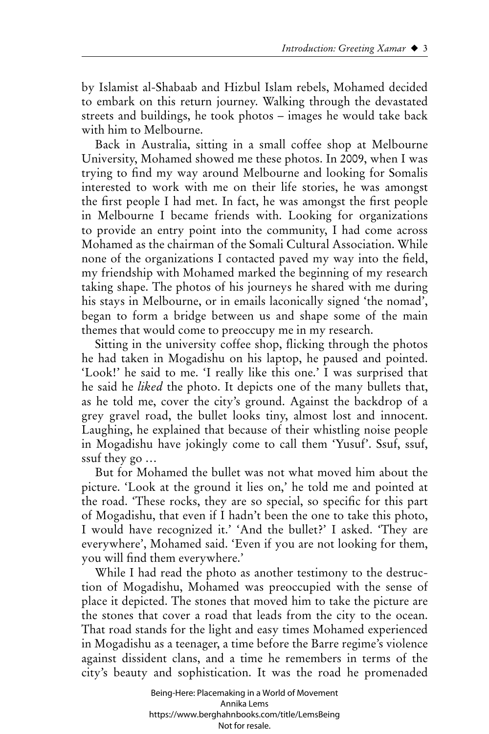by Islamist al-Shabaab and Hizbul Islam rebels, Mohamed decided to embark on this return journey. Walking through the devastated streets and buildings, he took photos – images he would take back with him to Melbourne.

Back in Australia, sitting in a small coffee shop at Melbourne University, Mohamed showed me these photos. In 2009, when I was trying to find my way around Melbourne and looking for Somalis interested to work with me on their life stories, he was amongst the first people I had met. In fact, he was amongst the first people in Melbourne I became friends with. Looking for organizations to provide an entry point into the community, I had come across Mohamed as the chairman of the Somali Cultural Association. While none of the organizations I contacted paved my way into the field, my friendship with Mohamed marked the beginning of my research taking shape. The photos of his journeys he shared with me during his stays in Melbourne, or in emails laconically signed 'the nomad', began to form a bridge between us and shape some of the main themes that would come to preoccupy me in my research.

Sitting in the university coffee shop, flicking through the photos he had taken in Mogadishu on his laptop, he paused and pointed. 'Look!' he said to me. 'I really like this one.' I was surprised that he said he *liked* the photo. It depicts one of the many bullets that, as he told me, cover the city's ground. Against the backdrop of a grey gravel road, the bullet looks tiny, almost lost and innocent. Laughing, he explained that because of their whistling noise people in Mogadishu have jokingly come to call them 'Yusuf'. Ssuf, ssuf, ssuf they go …

But for Mohamed the bullet was not what moved him about the picture. 'Look at the ground it lies on,' he told me and pointed at the road. 'These rocks, they are so special, so specific for this part of Mogadishu, that even if I hadn't been the one to take this photo, I would have recognized it.' 'And the bullet?' I asked. 'They are everywhere', Mohamed said. 'Even if you are not looking for them, you will find them everywhere.'

While I had read the photo as another testimony to the destruction of Mogadishu, Mohamed was preoccupied with the sense of place it depicted. The stones that moved him to take the picture are the stones that cover a road that leads from the city to the ocean. That road stands for the light and easy times Mohamed experienced in Mogadishu as a teenager, a time before the Barre regime's violence against dissident clans, and a time he remembers in terms of the city's beauty and sophistication. It was the road he promenaded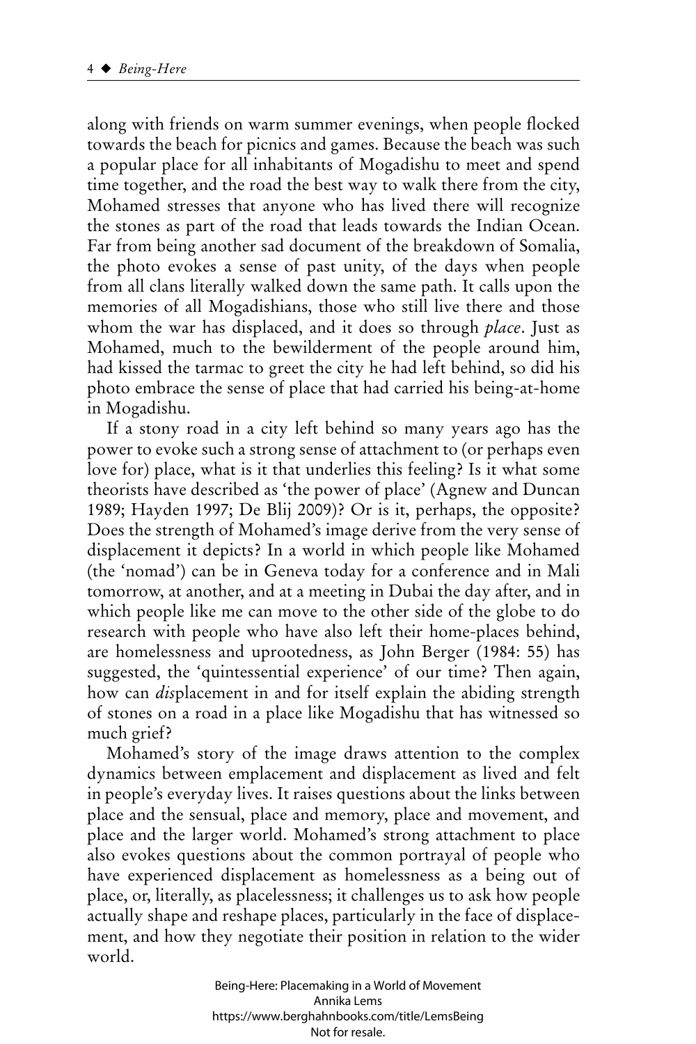along with friends on warm summer evenings, when people flocked towards the beach for picnics and games. Because the beach was such a popular place for all inhabitants of Mogadishu to meet and spend time together, and the road the best way to walk there from the city, Mohamed stresses that anyone who has lived there will recognize the stones as part of the road that leads towards the Indian Ocean. Far from being another sad document of the breakdown of Somalia, the photo evokes a sense of past unity, of the days when people from all clans literally walked down the same path. It calls upon the memories of all Mogadishians, those who still live there and those whom the war has displaced, and it does so through *place*. Just as Mohamed, much to the bewilderment of the people around him, had kissed the tarmac to greet the city he had left behind, so did his photo embrace the sense of place that had carried his being-at-home in Mogadishu.

If a stony road in a city left behind so many years ago has the power to evoke such a strong sense of attachment to (or perhaps even love for) place, what is it that underlies this feeling? Is it what some theorists have described as 'the power of place' (Agnew and Duncan 1989; Hayden 1997; De Blij 2009)? Or is it, perhaps, the opposite? Does the strength of Mohamed's image derive from the very sense of displacement it depicts? In a world in which people like Mohamed (the 'nomad') can be in Geneva today for a conference and in Mali tomorrow, at another, and at a meeting in Dubai the day after, and in which people like me can move to the other side of the globe to do research with people who have also left their home-places behind, are homelessness and uprootedness, as John Berger (1984: 55) has suggested, the 'quintessential experience' of our time? Then again, how can *dis*placement in and for itself explain the abiding strength of stones on a road in a place like Mogadishu that has witnessed so much grief?

Mohamed's story of the image draws attention to the complex dynamics between emplacement and displacement as lived and felt in people's everyday lives. It raises questions about the links between place and the sensual, place and memory, place and movement, and place and the larger world. Mohamed's strong attachment to place also evokes questions about the common portrayal of people who have experienced displacement as homelessness as a being out of place, or, literally, as placelessness; it challenges us to ask how people actually shape and reshape places, particularly in the face of displacement, and how they negotiate their position in relation to the wider world.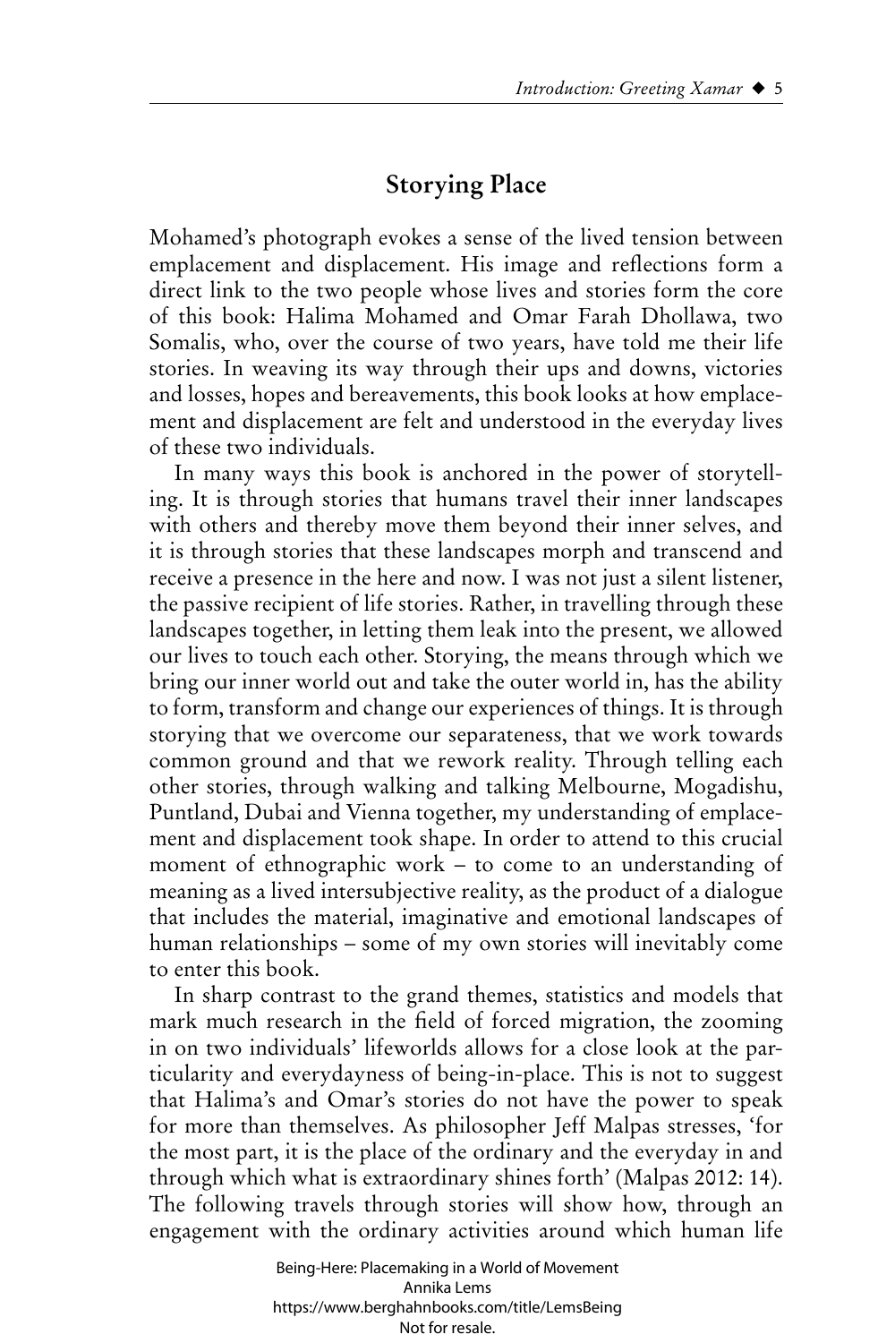## Storying Place

Mohamed's photograph evokes a sense of the lived tension between emplacement and displacement. His image and reflections form a direct link to the two people whose lives and stories form the core of this book: Halima Mohamed and Omar Farah Dhollawa, two Somalis, who, over the course of two years, have told me their life stories. In weaving its way through their ups and downs, victories and losses, hopes and bereavements, this book looks at how emplacement and displacement are felt and understood in the everyday lives of these two individuals.

In many ways this book is anchored in the power of storytelling. It is through stories that humans travel their inner landscapes with others and thereby move them beyond their inner selves, and it is through stories that these landscapes morph and transcend and receive a presence in the here and now. I was not just a silent listener, the passive recipient of life stories. Rather, in travelling through these landscapes together, in letting them leak into the present, we allowed our lives to touch each other. Storying, the means through which we bring our inner world out and take the outer world in, has the ability to form, transform and change our experiences of things. It is through storying that we overcome our separateness, that we work towards common ground and that we rework reality. Through telling each other stories, through walking and talking Melbourne, Mogadishu, Puntland, Dubai and Vienna together, my understanding of emplacement and displacement took shape. In order to attend to this crucial moment of ethnographic work – to come to an understanding of meaning as a lived intersubjective reality, as the product of a dialogue that includes the material, imaginative and emotional landscapes of human relationships – some of my own stories will inevitably come to enter this book.

In sharp contrast to the grand themes, statistics and models that mark much research in the field of forced migration, the zooming in on two individuals' lifeworlds allows for a close look at the particularity and everydayness of being-in-place. This is not to suggest that Halima's and Omar's stories do not have the power to speak for more than themselves. As philosopher Jeff Malpas stresses, 'for the most part, it is the place of the ordinary and the everyday in and through which what is extraordinary shines forth' (Malpas 2012: 14). The following travels through stories will show how, through an engagement with the ordinary activities around which human life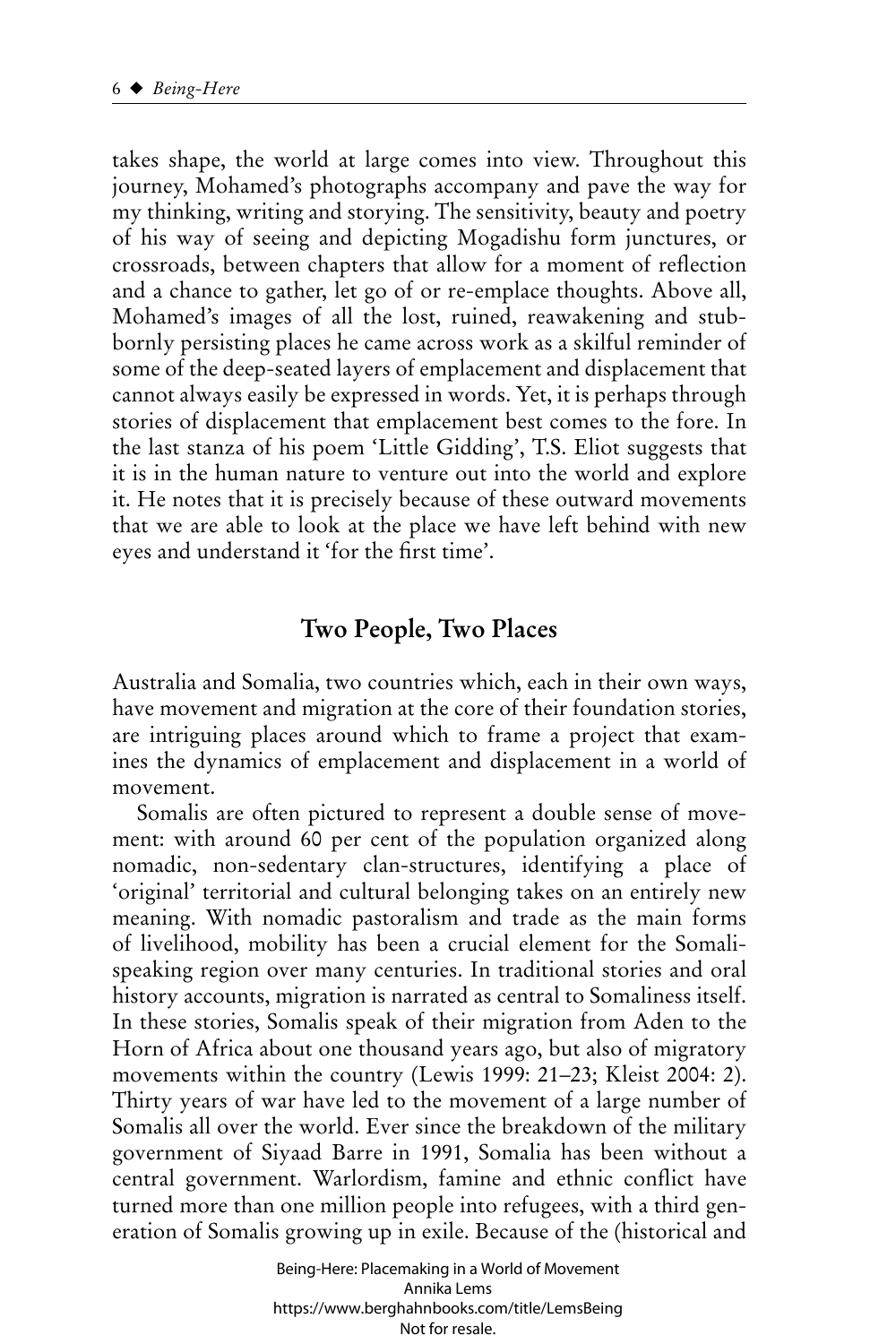takes shape, the world at large comes into view. Throughout this journey, Mohamed's photographs accompany and pave the way for my thinking, writing and storying. The sensitivity, beauty and poetry of his way of seeing and depicting Mogadishu form junctures, or crossroads, between chapters that allow for a moment of reflection and a chance to gather, let go of or re-emplace thoughts. Above all, Mohamed's images of all the lost, ruined, reawakening and stubbornly persisting places he came across work as a skilful reminder of some of the deep-seated layers of emplacement and displacement that cannot always easily be expressed in words. Yet, it is perhaps through stories of displacement that emplacement best comes to the fore. In the last stanza of his poem 'Little Gidding', T.S. Eliot suggests that it is in the human nature to venture out into the world and explore it. He notes that it is precisely because of these outward movements that we are able to look at the place we have left behind with new eyes and understand it 'for the first time'.

## Two People, Two Places

Australia and Somalia, two countries which, each in their own ways, have movement and migration at the core of their foundation stories, are intriguing places around which to frame a project that examines the dynamics of emplacement and displacement in a world of movement.

Somalis are often pictured to represent a double sense of movement: with around 60 per cent of the population organized along nomadic, non-sedentary clan-structures, identifying a place of 'original' territorial and cultural belonging takes on an entirely new meaning. With nomadic pastoralism and trade as the main forms of livelihood, mobility has been a crucial element for the Somali-speaking region over many centuries. In traditional stories and oral history accounts, migration is narrated as central to Somaliness itself. In these stories, Somalis speak of their migration from Aden to the Horn of Africa about one thousand years ago, but also of migratory movements within the country (Lewis 1999: 21–23; Kleist 2004: 2). Thirty years of war have led to the movement of a large number of Somalis all over the world. Ever since the breakdown of the military government of Siyaad Barre in 1991, Somalia has been without a central government. Warlordism, famine and ethnic conflict have turned more than one million people into refugees, with a third generation of Somalis growing up in exile. Because of the (historical and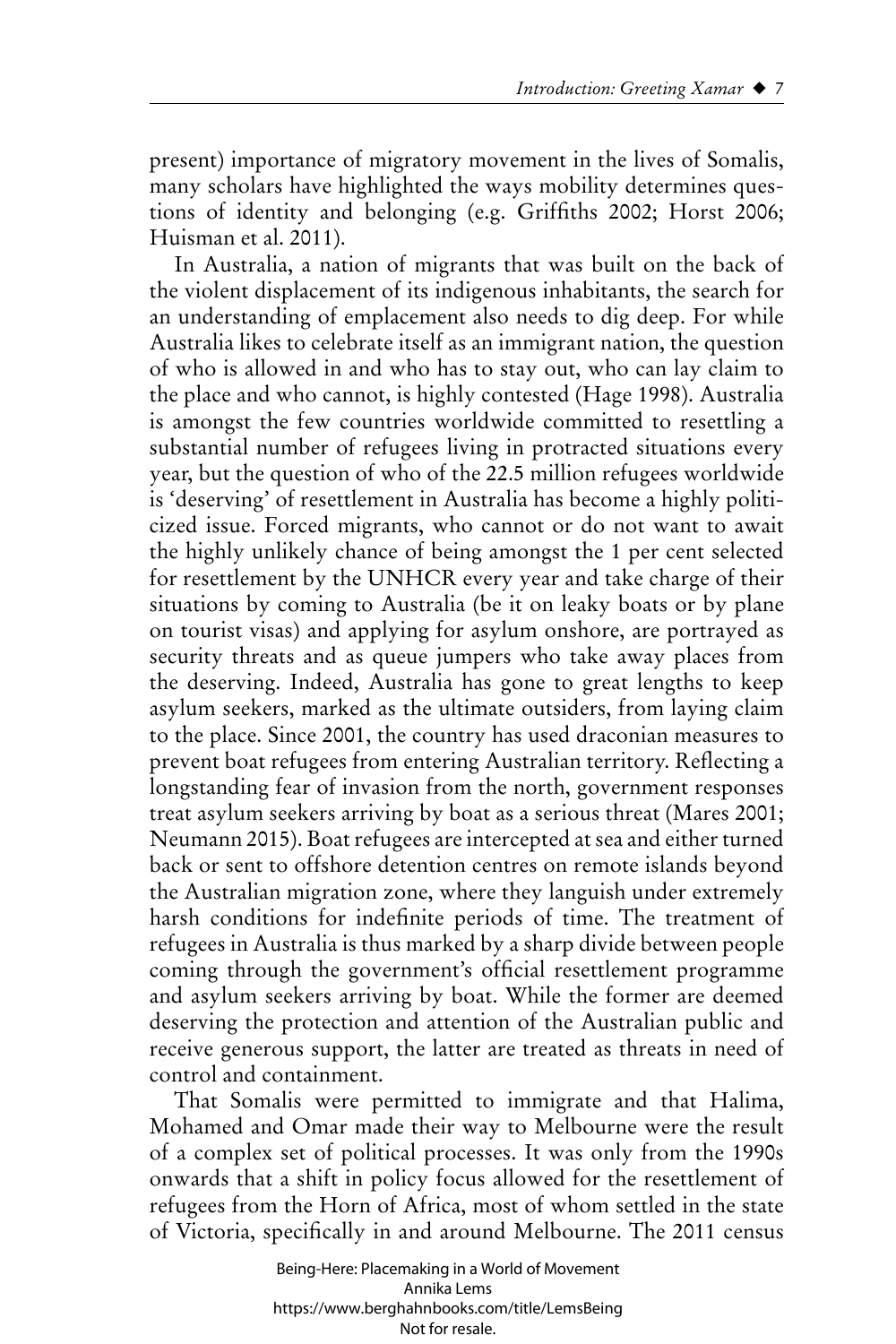present) importance of migratory movement in the lives of Somalis, many scholars have highlighted the ways mobility determines questions of identity and belonging (e.g. Griffiths 2002; Horst 2006; Huisman et al. 2011).

In Australia, a nation of migrants that was built on the back of the violent displacement of its indigenous inhabitants, the search for an understanding of emplacement also needs to dig deep. For while Australia likes to celebrate itself as an immigrant nation, the question of who is allowed in and who has to stay out, who can lay claim to the place and who cannot, is highly contested (Hage 1998). Australia is amongst the few countries worldwide committed to resettling a substantial number of refugees living in protracted situations every year, but the question of who of the 22.5 million refugees worldwide is 'deserving' of resettlement in Australia has become a highly politicized issue. Forced migrants, who cannot or do not want to await the highly unlikely chance of being amongst the 1 per cent selected for resettlement by the UNHCR every year and take charge of their situations by coming to Australia (be it on leaky boats or by plane on tourist visas) and applying for asylum onshore, are portrayed as security threats and as queue jumpers who take away places from the deserving. Indeed, Australia has gone to great lengths to keep asylum seekers, marked as the ultimate outsiders, from laying claim to the place. Since 2001, the country has used draconian measures to prevent boat refugees from entering Australian territory. Reflecting a longstanding fear of invasion from the north, government responses treat asylum seekers arriving by boat as a serious threat (Mares 2001; Neumann 2015). Boat refugees are intercepted at sea and either turned back or sent to offshore detention centres on remote islands beyond the Australian migration zone, where they languish under extremely harsh conditions for indefinite periods of time. The treatment of refugees in Australia is thus marked by a sharp divide between people coming through the government's official resettlement programme and asylum seekers arriving by boat. While the former are deemed deserving the protection and attention of the Australian public and receive generous support, the latter are treated as threats in need of control and containment.

That Somalis were permitted to immigrate and that Halima, Mohamed and Omar made their way to Melbourne were the result of a complex set of political processes. It was only from the 1990s onwards that a shift in policy focus allowed for the resettlement of refugees from the Horn of Africa, most of whom settled in the state of Victoria, specifically in and around Melbourne. The 2011 census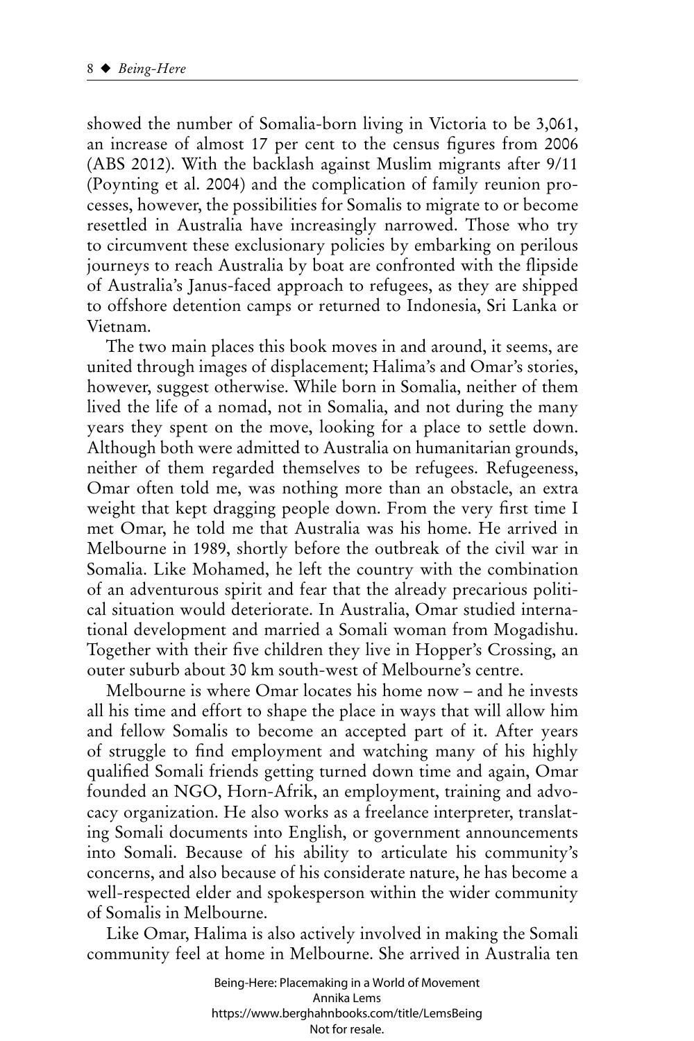showed the number of Somalia-born living in Victoria to be 3,061, an increase of almost 17 per cent to the census figures from 2006 (ABS 2012). With the backlash against Muslim migrants after 9/11 (Poynting et al. 2004) and the complication of family reunion processes, however, the possibilities for Somalis to migrate to or become resettled in Australia have increasingly narrowed. Those who try to circumvent these exclusionary policies by embarking on perilous journeys to reach Australia by boat are confronted with the flipside of Australia's Janus-faced approach to refugees, as they are shipped to offshore detention camps or returned to Indonesia, Sri Lanka or Vietnam.

The two main places this book moves in and around, it seems, are united through images of displacement; Halima's and Omar's stories, however, suggest otherwise. While born in Somalia, neither of them lived the life of a nomad, not in Somalia, and not during the many years they spent on the move, looking for a place to settle down. Although both were admitted to Australia on humanitarian grounds, neither of them regarded themselves to be refugees. Refugeeness, Omar often told me, was nothing more than an obstacle, an extra weight that kept dragging people down. From the very first time I met Omar, he told me that Australia was his home. He arrived in Melbourne in 1989, shortly before the outbreak of the civil war in Somalia. Like Mohamed, he left the country with the combination of an adventurous spirit and fear that the already precarious political situation would deteriorate. In Australia, Omar studied international development and married a Somali woman from Mogadishu. Together with their five children they live in Hopper's Crossing, an outer suburb about 30 km south-west of Melbourne's centre.

Melbourne is where Omar locates his home now – and he invests all his time and effort to shape the place in ways that will allow him and fellow Somalis to become an accepted part of it. After years of struggle to find employment and watching many of his highly qualified Somali friends getting turned down time and again, Omar founded an NGO, Horn-Afrik, an employment, training and advocacy organization. He also works as a freelance interpreter, translating Somali documents into English, or government announcements into Somali. Because of his ability to articulate his community's concerns, and also because of his considerate nature, he has become a well-respected elder and spokesperson within the wider community of Somalis in Melbourne.

Like Omar, Halima is also actively involved in making the Somali community feel at home in Melbourne. She arrived in Australia ten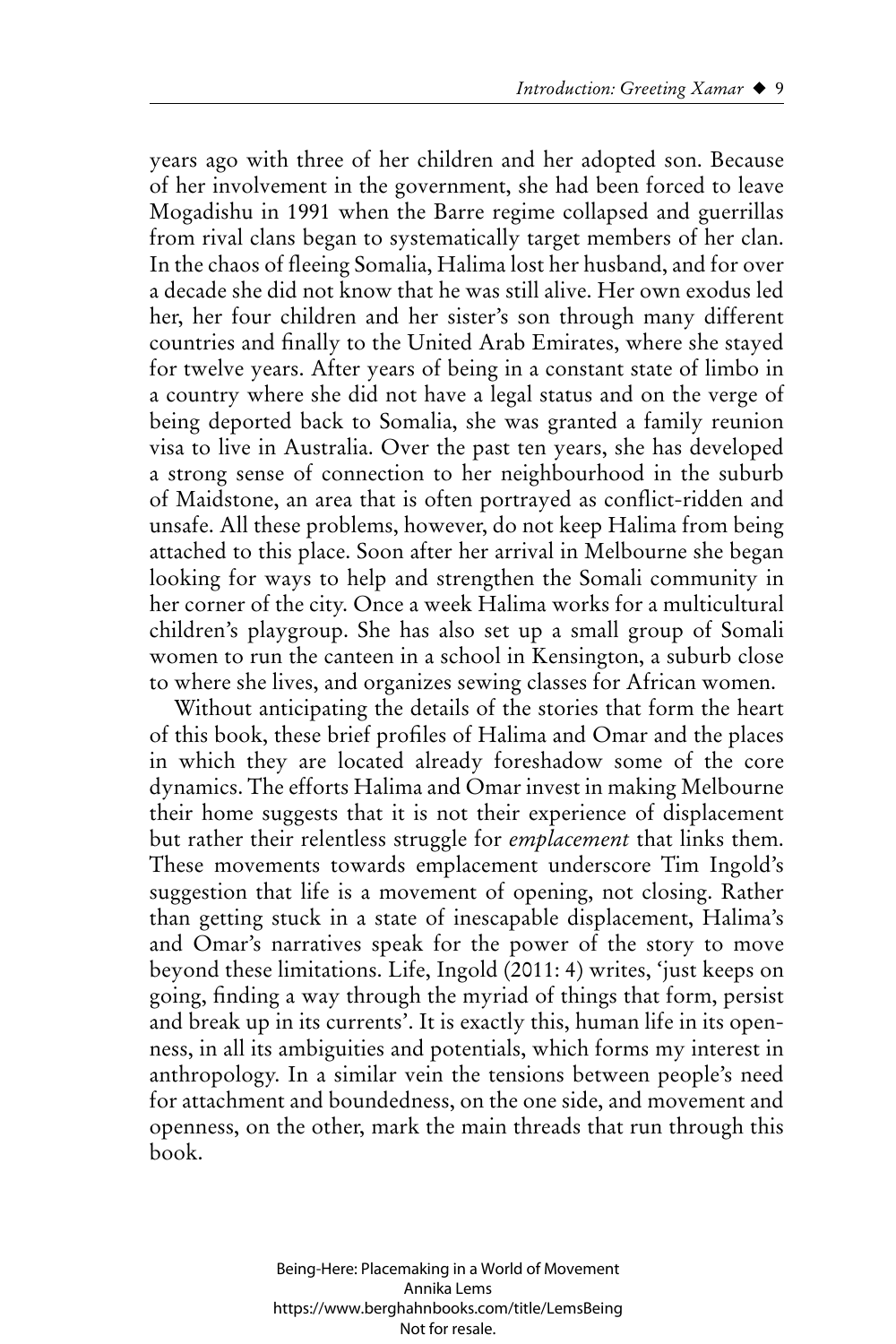years ago with three of her children and her adopted son. Because of her involvement in the government, she had been forced to leave Mogadishu in 1991 when the Barre regime collapsed and guerrillas from rival clans began to systematically target members of her clan. In the chaos of fleeing Somalia, Halima lost her husband, and for over a decade she did not know that he was still alive. Her own exodus led her, her four children and her sister's son through many different countries and finally to the United Arab Emirates, where she stayed for twelve years. After years of being in a constant state of limbo in a country where she did not have a legal status and on the verge of being deported back to Somalia, she was granted a family reunion visa to live in Australia. Over the past ten years, she has developed a strong sense of connection to her neighbourhood in the suburb of Maidstone, an area that is often portrayed as conflict-ridden and unsafe. All these problems, however, do not keep Halima from being attached to this place. Soon after her arrival in Melbourne she began looking for ways to help and strengthen the Somali community in her corner of the city. Once a week Halima works for a multicultural children's playgroup. She has also set up a small group of Somali women to run the canteen in a school in Kensington, a suburb close to where she lives, and organizes sewing classes for African women.

Without anticipating the details of the stories that form the heart of this book, these brief profiles of Halima and Omar and the places in which they are located already foreshadow some of the core dynamics. The efforts Halima and Omar invest in making Melbourne their home suggests that it is not their experience of displacement but rather their relentless struggle for *emplacement* that links them. These movements towards emplacement underscore Tim Ingold's suggestion that life is a movement of opening, not closing. Rather than getting stuck in a state of inescapable displacement, Halima's and Omar's narratives speak for the power of the story to move beyond these limitations. Life, Ingold (2011: 4) writes, 'just keeps on going, finding a way through the myriad of things that form, persist and break up in its currents'. It is exactly this, human life in its openness, in all its ambiguities and potentials, which forms my interest in anthropology. In a similar vein the tensions between people's need for attachment and boundedness, on the one side, and movement and openness, on the other, mark the main threads that run through this book.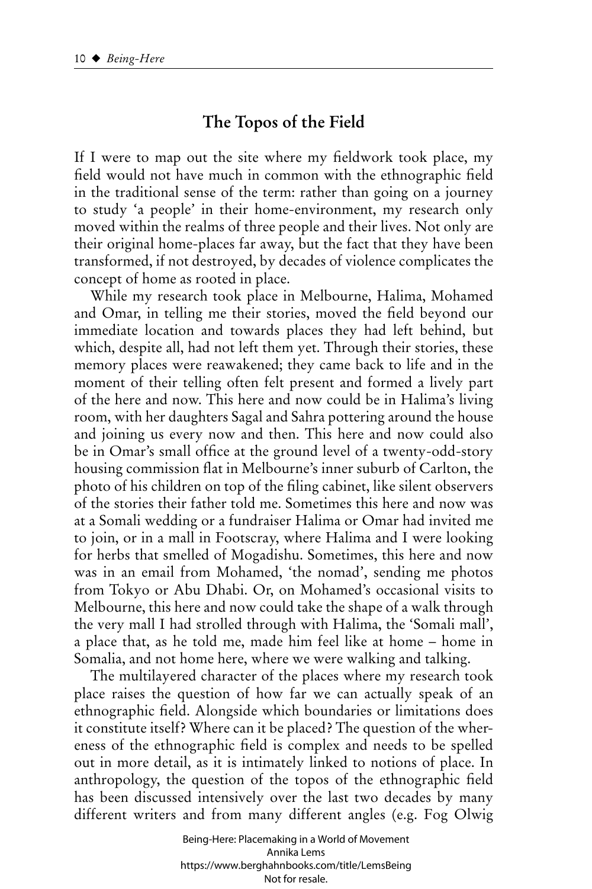## The Topos of the Field

If I were to map out the site where my fieldwork took place, my field would not have much in common with the ethnographic field in the traditional sense of the term: rather than going on a journey to study 'a people' in their home-environment, my research only moved within the realms of three people and their lives. Not only are their original home-places far away, but the fact that they have been transformed, if not destroyed, by decades of violence complicates the concept of home as rooted in place.

While my research took place in Melbourne, Halima, Mohamed and Omar, in telling me their stories, moved the field beyond our immediate location and towards places they had left behind, but which, despite all, had not left them yet. Through their stories, these memory places were reawakened; they came back to life and in the moment of their telling often felt present and formed a lively part of the here and now. This here and now could be in Halima's living room, with her daughters Sagal and Sahra pottering around the house and joining us every now and then. This here and now could also be in Omar's small office at the ground level of a twenty-odd-story housing commission flat in Melbourne's inner suburb of Carlton, the photo of his children on top of the filing cabinet, like silent observers of the stories their father told me. Sometimes this here and now was at a Somali wedding or a fundraiser Halima or Omar had invited me to join, or in a mall in Footscray, where Halima and I were looking for herbs that smelled of Mogadishu. Sometimes, this here and now was in an email from Mohamed, 'the nomad', sending me photos from Tokyo or Abu Dhabi. Or, on Mohamed's occasional visits to Melbourne, this here and now could take the shape of a walk through the very mall I had strolled through with Halima, the 'Somali mall', a place that, as he told me, made him feel like at home – home in Somalia, and not home here, where we were walking and talking.

The multilayered character of the places where my research took place raises the question of how far we can actually speak of an ethnographic field. Alongside which boundaries or limitations does it constitute itself? Where can it be placed? The question of the whereness of the ethnographic field is complex and needs to be spelled out in more detail, as it is intimately linked to notions of place. In anthropology, the question of the topos of the ethnographic field has been discussed intensively over the last two decades by many different writers and from many different angles (e.g. Fog Olwig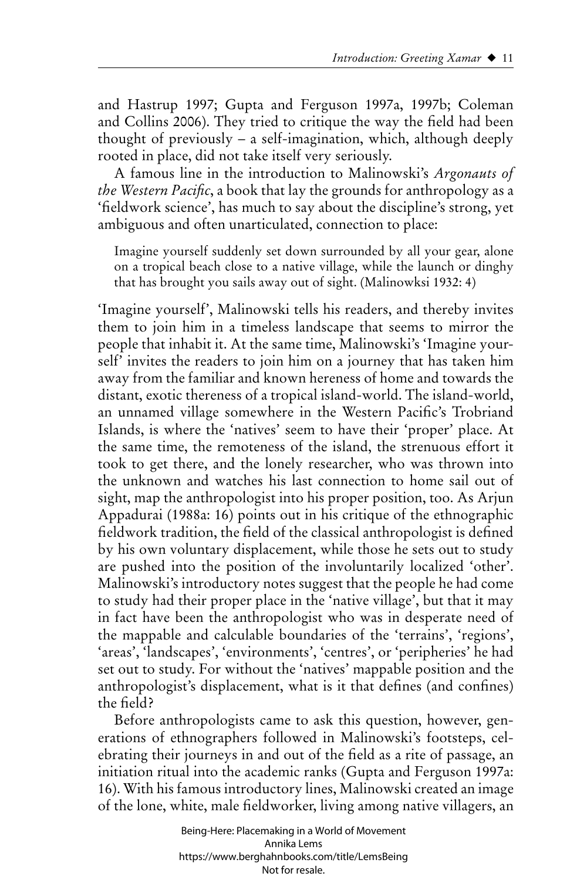and Hastrup 1997; Gupta and Ferguson 1997a, 1997b; Coleman and Collins 2006). They tried to critique the way the field had been thought of previously – a self-imagination, which, although deeply rooted in place, did not take itself very seriously.

A famous line in the introduction to Malinowski's *Argonauts of the Western Pacific*, a book that lay the grounds for anthropology as a 'fieldwork science', has much to say about the discipline's strong, yet ambiguous and often unarticulated, connection to place:

> Imagine yourself suddenly set down surrounded by all your gear, alone on a tropical beach close to a native village, while the launch or dinghy that has brought you sails away out of sight. (Malinowksi 1932: 4)

'Imagine yourself', Malinowski tells his readers, and thereby invites them to join him in a timeless landscape that seems to mirror the people that inhabit it. At the same time, Malinowski's 'Imagine yourself' invites the readers to join him on a journey that has taken him away from the familiar and known hereness of home and towards the distant, exotic thereness of a tropical island-world. The island-world, an unnamed village somewhere in the Western Pacific's Trobriand Islands, is where the 'natives' seem to have their 'proper' place. At the same time, the remoteness of the island, the strenuous effort it took to get there, and the lonely researcher, who was thrown into the unknown and watches his last connection to home sail out of sight, map the anthropologist into his proper position, too. As Arjun Appadurai (1988a: 16) points out in his critique of the ethnographic fieldwork tradition, the field of the classical anthropologist is defined by his own voluntary displacement, while those he sets out to study are pushed into the position of the involuntarily localized 'other'. Malinowski's introductory notes suggest that the people he had come to study had their proper place in the 'native village', but that it may in fact have been the anthropologist who was in desperate need of the mappable and calculable boundaries of the 'terrains', 'regions', 'areas', 'landscapes', 'environments', 'centres', or 'peripheries' he had set out to study. For without the 'natives' mappable position and the anthropologist's displacement, what is it that defines (and confines) the field?

Before anthropologists came to ask this question, however, generations of ethnographers followed in Malinowski's footsteps, celebrating their journeys in and out of the field as a rite of passage, an initiation ritual into the academic ranks (Gupta and Ferguson 1997a: 16). With his famous introductory lines, Malinowski created an image of the lone, white, male fieldworker, living among native villagers, an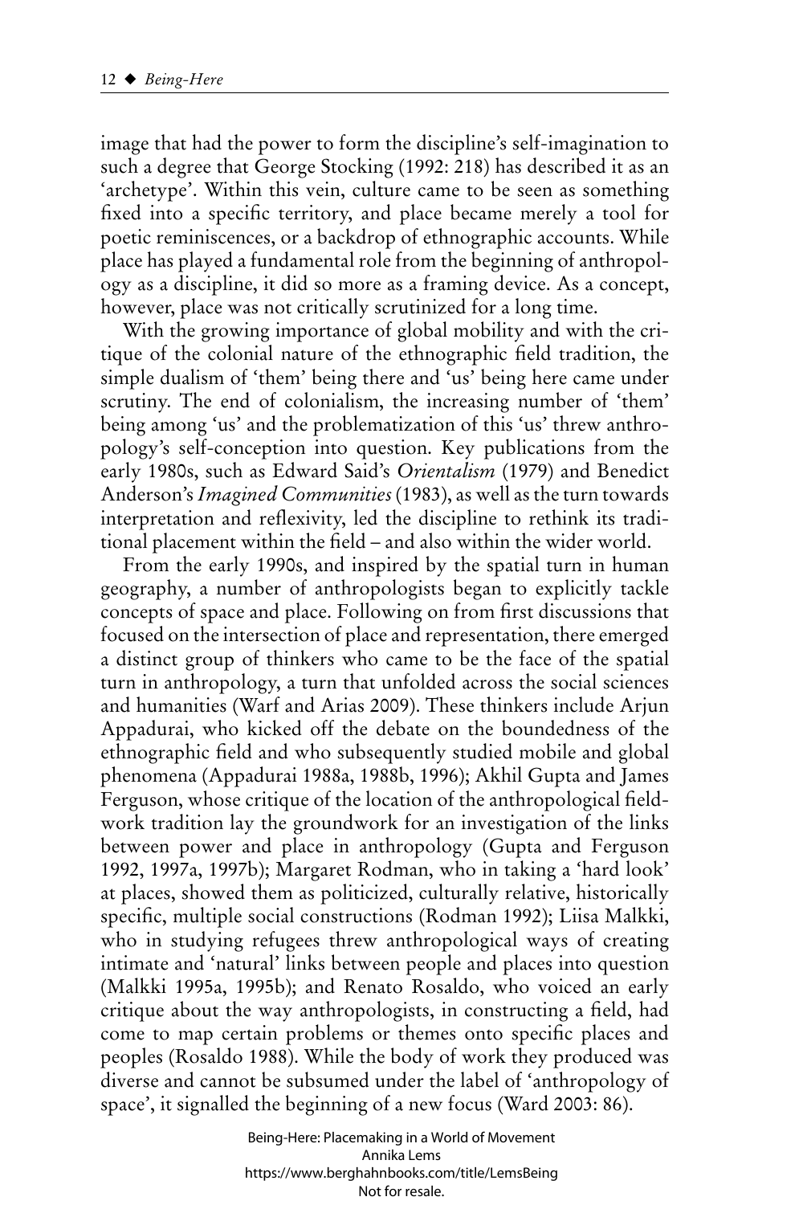image that had the power to form the discipline's self-imagination to such a degree that George Stocking (1992: 218) has described it as an 'archetype'. Within this vein, culture came to be seen as something fixed into a specific territory, and place became merely a tool for poetic reminiscences, or a backdrop of ethnographic accounts. While place has played a fundamental role from the beginning of anthropology as a discipline, it did so more as a framing device. As a concept, however, place was not critically scrutinized for a long time.

With the growing importance of global mobility and with the critique of the colonial nature of the ethnographic field tradition, the simple dualism of 'them' being there and 'us' being here came under scrutiny. The end of colonialism, the increasing number of 'them' being among 'us' and the problematization of this 'us' threw anthropology's self-conception into question. Key publications from the early 1980s, such as Edward Said's *Orientalism* (1979) and Benedict Anderson's *Imagined Communities* (1983), as well as the turn towards interpretation and reflexivity, led the discipline to rethink its traditional placement within the field – and also within the wider world.

From the early 1990s, and inspired by the spatial turn in human geography, a number of anthropologists began to explicitly tackle concepts of space and place. Following on from first discussions that focused on the intersection of place and representation, there emerged a distinct group of thinkers who came to be the face of the spatial turn in anthropology, a turn that unfolded across the social sciences and humanities (Warf and Arias 2009). These thinkers include Arjun Appadurai, who kicked off the debate on the boundedness of the ethnographic field and who subsequently studied mobile and global phenomena (Appadurai 1988a, 1988b, 1996); Akhil Gupta and James Ferguson, whose critique of the location of the anthropological fieldwork tradition lay the groundwork for an investigation of the links between power and place in anthropology (Gupta and Ferguson 1992, 1997a, 1997b); Margaret Rodman, who in taking a 'hard look' at places, showed them as politicized, culturally relative, historically specific, multiple social constructions (Rodman 1992); Liisa Malkki, who in studying refugees threw anthropological ways of creating intimate and 'natural' links between people and places into question (Malkki 1995a, 1995b); and Renato Rosaldo, who voiced an early critique about the way anthropologists, in constructing a field, had come to map certain problems or themes onto specific places and peoples (Rosaldo 1988). While the body of work they produced was diverse and cannot be subsumed under the label of 'anthropology of space', it signalled the beginning of a new focus (Ward 2003: 86).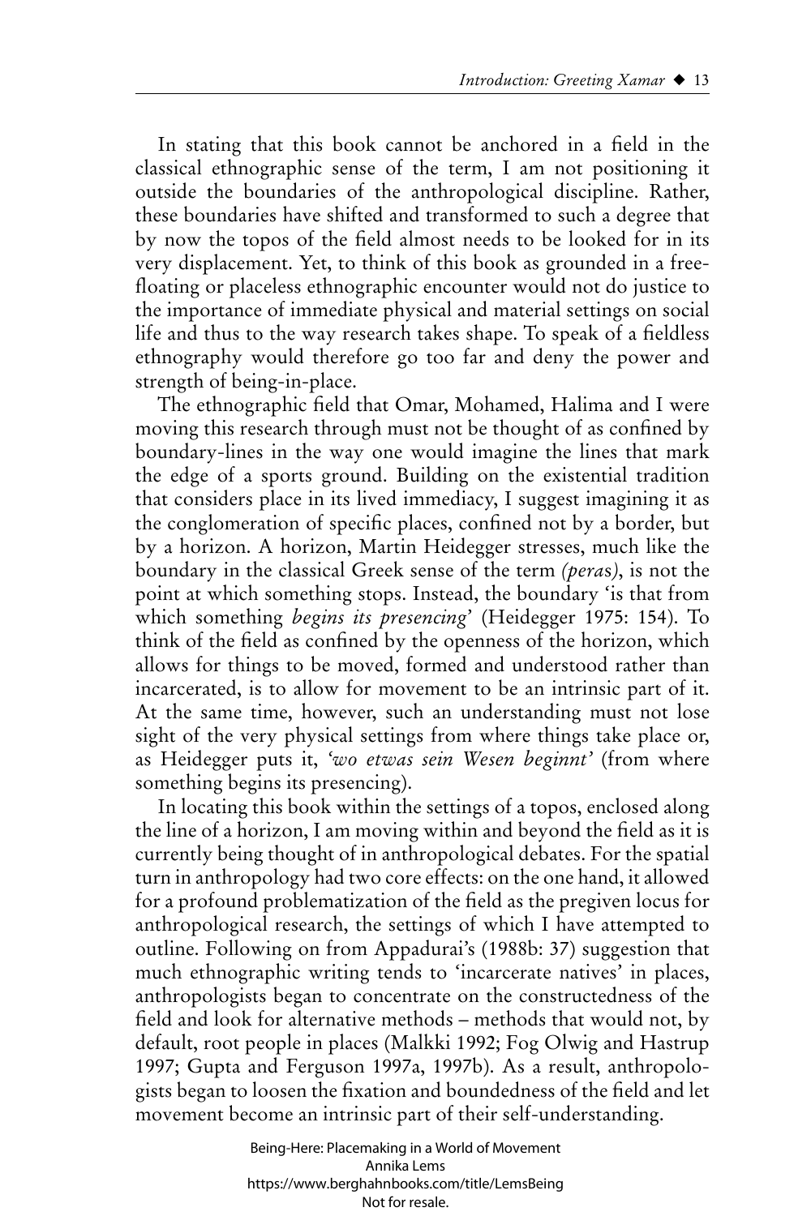In stating that this book cannot be anchored in a field in the classical ethnographic sense of the term, I am not positioning it outside the boundaries of the anthropological discipline. Rather, these boundaries have shifted and transformed to such a degree that by now the topos of the field almost needs to be looked for in its very displacement. Yet, to think of this book as grounded in a free-floating or placeless ethnographic encounter would not do justice to the importance of immediate physical and material settings on social life and thus to the way research takes shape. To speak of a fieldless ethnography would therefore go too far and deny the power and strength of being-in-place.

The ethnographic field that Omar, Mohamed, Halima and I were moving this research through must not be thought of as confined by boundary-lines in the way one would imagine the lines that mark the edge of a sports ground. Building on the existential tradition that considers place in its lived immediacy, I suggest imagining it as the conglomeration of specific places, confined not by a border, but by a horizon. A horizon, Martin Heidegger stresses, much like the boundary in the classical Greek sense of the term *(peras)*, is not the point at which something stops. Instead, the boundary 'is that from which something *begins its presencing*' (Heidegger 1975: 154). To think of the field as confined by the openness of the horizon, which allows for things to be moved, formed and understood rather than incarcerated, is to allow for movement to be an intrinsic part of it. At the same time, however, such an understanding must not lose sight of the very physical settings from where things take place or, as Heidegger puts it, *'wo etwas sein Wesen beginnt'* (from where something begins its presencing).

In locating this book within the settings of a topos, enclosed along the line of a horizon, I am moving within and beyond the field as it is currently being thought of in anthropological debates. For the spatial turn in anthropology had two core effects: on the one hand, it allowed for a profound problematization of the field as the pregiven locus for anthropological research, the settings of which I have attempted to outline. Following on from Appadurai's (1988b: 37) suggestion that much ethnographic writing tends to 'incarcerate natives' in places, anthropologists began to concentrate on the constructedness of the field and look for alternative methods – methods that would not, by default, root people in places (Malkki 1992; Fog Olwig and Hastrup 1997; Gupta and Ferguson 1997a, 1997b). As a result, anthropologists began to loosen the fixation and boundedness of the field and let movement become an intrinsic part of their self-understanding.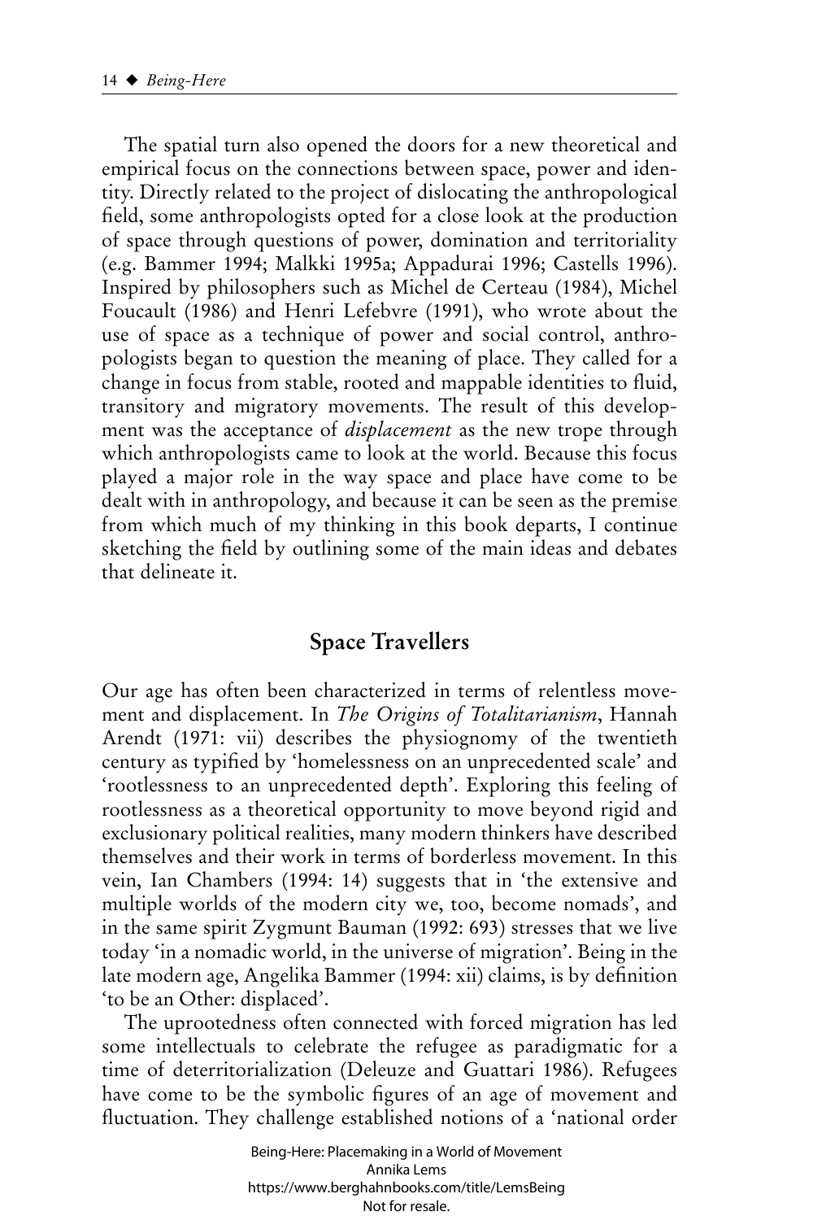The spatial turn also opened the doors for a new theoretical and empirical focus on the connections between space, power and identity. Directly related to the project of dislocating the anthropological field, some anthropologists opted for a close look at the production of space through questions of power, domination and territoriality (e.g. Bammer 1994; Malkki 1995a; Appadurai 1996; Castells 1996). Inspired by philosophers such as Michel de Certeau (1984), Michel Foucault (1986) and Henri Lefebvre (1991), who wrote about the use of space as a technique of power and social control, anthropologists began to question the meaning of place. They called for a change in focus from stable, rooted and mappable identities to fluid, transitory and migratory movements. The result of this development was the acceptance of *displacement* as the new trope through which anthropologists came to look at the world. Because this focus played a major role in the way space and place have come to be dealt with in anthropology, and because it can be seen as the premise from which much of my thinking in this book departs, I continue sketching the field by outlining some of the main ideas and debates that delineate it.

## Space Travellers

Our age has often been characterized in terms of relentless movement and displacement. In *The Origins of Totalitarianism*, Hannah Arendt (1971: vii) describes the physiognomy of the twentieth century as typified by 'homelessness on an unprecedented scale' and 'rootlessness to an unprecedented depth'. Exploring this feeling of rootlessness as a theoretical opportunity to move beyond rigid and exclusionary political realities, many modern thinkers have described themselves and their work in terms of borderless movement. In this vein, Ian Chambers (1994: 14) suggests that in 'the extensive and multiple worlds of the modern city we, too, become nomads', and in the same spirit Zygmunt Bauman (1992: 693) stresses that we live today 'in a nomadic world, in the universe of migration'. Being in the late modern age, Angelika Bammer (1994: xii) claims, is by definition 'to be an Other: displaced'.

The uprootedness often connected with forced migration has led some intellectuals to celebrate the refugee as paradigmatic for a time of deterritorialization (Deleuze and Guattari 1986). Refugees have come to be the symbolic figures of an age of movement and fluctuation. They challenge established notions of a 'national order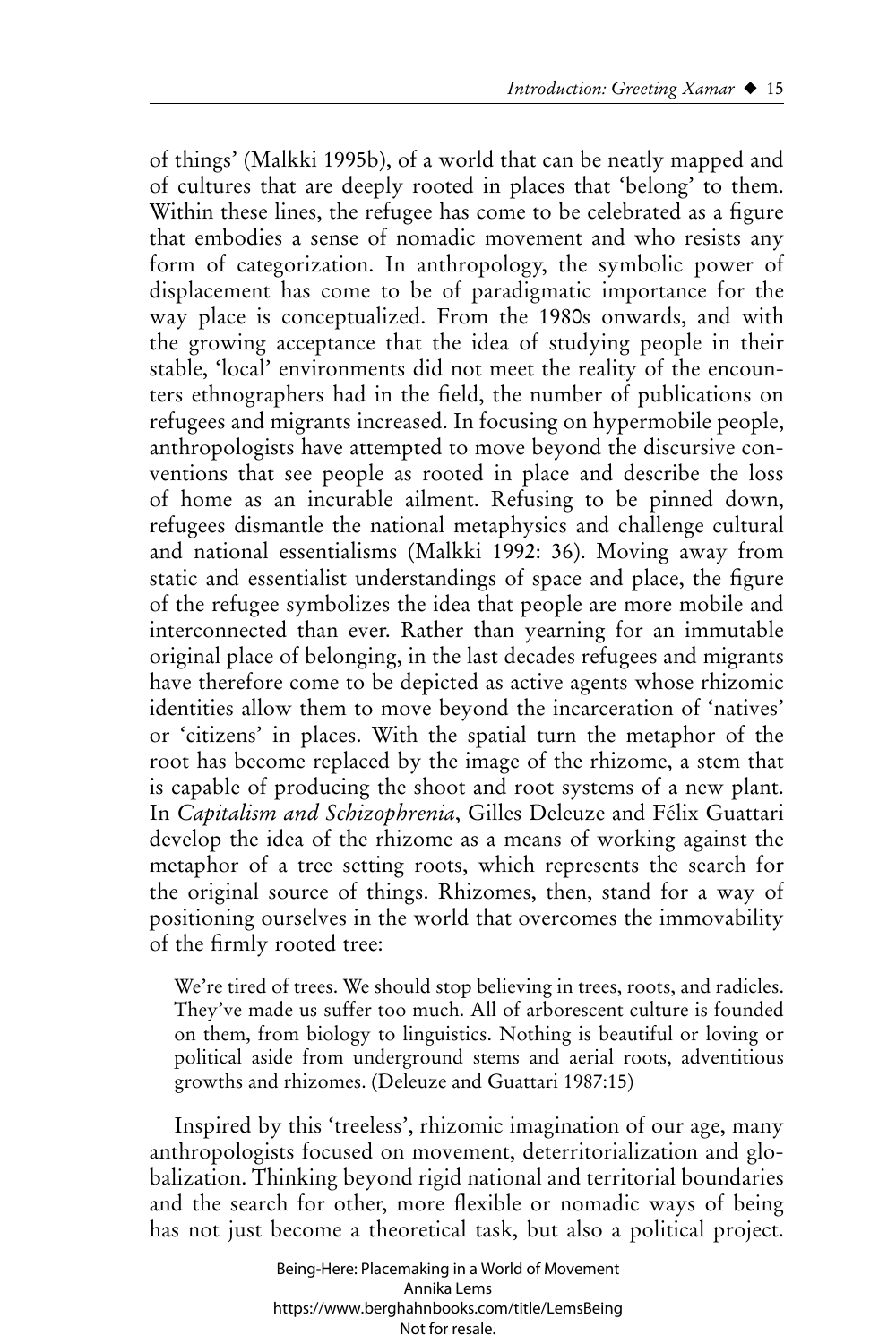of things' (Malkki 1995b), of a world that can be neatly mapped and of cultures that are deeply rooted in places that 'belong' to them. Within these lines, the refugee has come to be celebrated as a figure that embodies a sense of nomadic movement and who resists any form of categorization. In anthropology, the symbolic power of displacement has come to be of paradigmatic importance for the way place is conceptualized. From the 1980s onwards, and with the growing acceptance that the idea of studying people in their stable, 'local' environments did not meet the reality of the encounters ethnographers had in the field, the number of publications on refugees and migrants increased. In focusing on hypermobile people, anthropologists have attempted to move beyond the discursive conventions that see people as rooted in place and describe the loss of home as an incurable ailment. Refusing to be pinned down, refugees dismantle the national metaphysics and challenge cultural and national essentialisms (Malkki 1992: 36). Moving away from static and essentialist understandings of space and place, the figure of the refugee symbolizes the idea that people are more mobile and interconnected than ever. Rather than yearning for an immutable original place of belonging, in the last decades refugees and migrants have therefore come to be depicted as active agents whose rhizomic identities allow them to move beyond the incarceration of 'natives' or 'citizens' in places. With the spatial turn the metaphor of the root has become replaced by the image of the rhizome, a stem that is capable of producing the shoot and root systems of a new plant. In *Capitalism and Schizophrenia*, Gilles Deleuze and Félix Guattari develop the idea of the rhizome as a means of working against the metaphor of a tree setting roots, which represents the search for the original source of things. Rhizomes, then, stand for a way of positioning ourselves in the world that overcomes the immovability of the firmly rooted tree:

> We're tired of trees. We should stop believing in trees, roots, and radicles. They've made us suffer too much. All of arborescent culture is founded on them, from biology to linguistics. Nothing is beautiful or loving or political aside from underground stems and aerial roots, adventitious growths and rhizomes. (Deleuze and Guattari 1987:15)

Inspired by this 'treeless', rhizomic imagination of our age, many anthropologists focused on movement, deterritorialization and globalization. Thinking beyond rigid national and territorial boundaries and the search for other, more flexible or nomadic ways of being has not just become a theoretical task, but also a political project.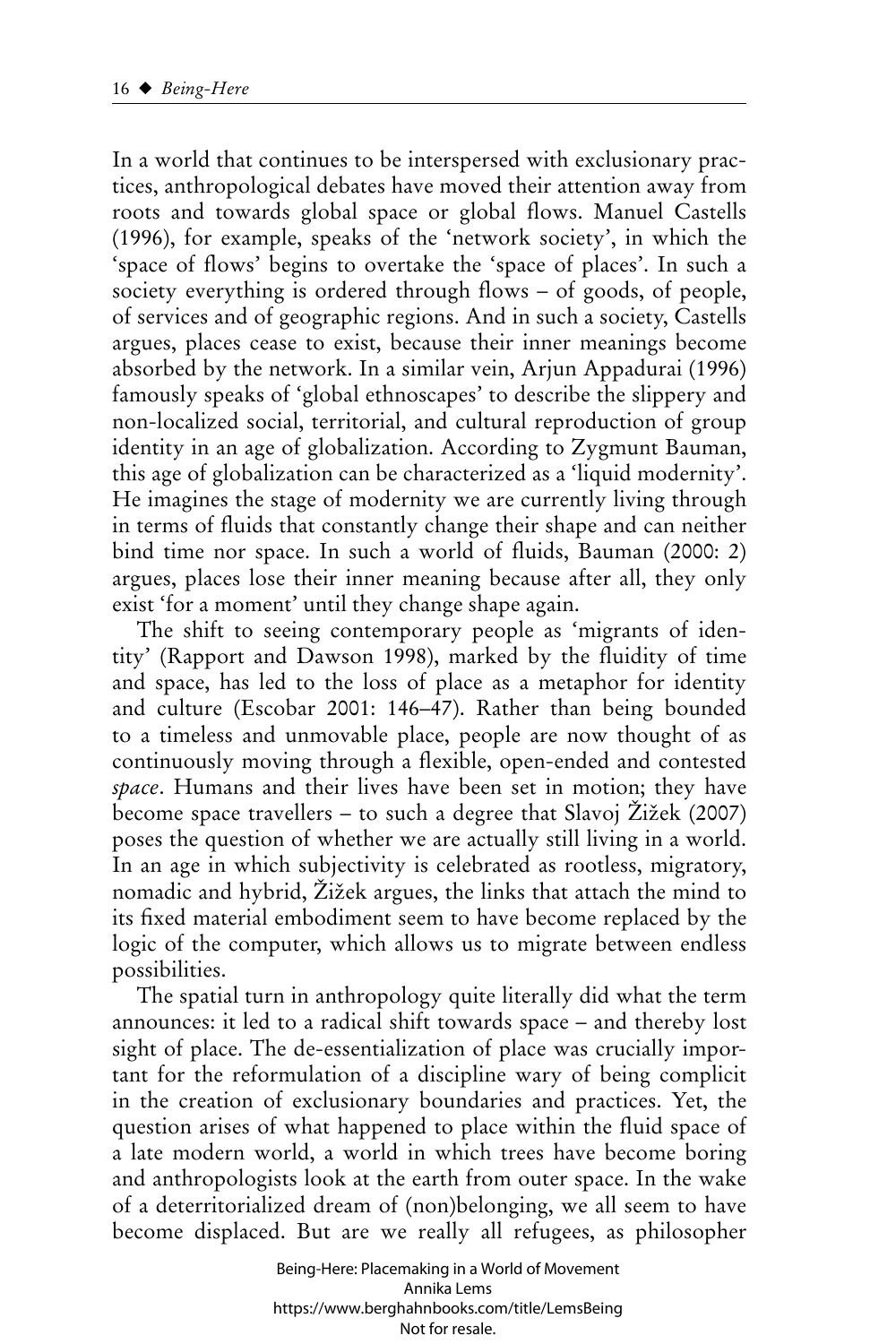In a world that continues to be interspersed with exclusionary practices, anthropological debates have moved their attention away from roots and towards global space or global flows. Manuel Castells (1996), for example, speaks of the 'network society', in which the 'space of flows' begins to overtake the 'space of places'. In such a society everything is ordered through flows – of goods, of people, of services and of geographic regions. And in such a society, Castells argues, places cease to exist, because their inner meanings become absorbed by the network. In a similar vein, Arjun Appadurai (1996) famously speaks of 'global ethnoscapes' to describe the slippery and non-localized social, territorial, and cultural reproduction of group identity in an age of globalization. According to Zygmunt Bauman, this age of globalization can be characterized as a 'liquid modernity'. He imagines the stage of modernity we are currently living through in terms of fluids that constantly change their shape and can neither bind time nor space. In such a world of fluids, Bauman (2000: 2) argues, places lose their inner meaning because after all, they only exist 'for a moment' until they change shape again.

The shift to seeing contemporary people as 'migrants of identity' (Rapport and Dawson 1998), marked by the fluidity of time and space, has led to the loss of place as a metaphor for identity and culture (Escobar 2001: 146–47). Rather than being bounded to a timeless and unmovable place, people are now thought of as continuously moving through a flexible, open-ended and contested *space*. Humans and their lives have been set in motion; they have become space travellers – to such a degree that Slavoj Žižek (2007) poses the question of whether we are actually still living in a world. In an age in which subjectivity is celebrated as rootless, migratory, nomadic and hybrid, Žižek argues, the links that attach the mind to its fixed material embodiment seem to have become replaced by the logic of the computer, which allows us to migrate between endless possibilities.

The spatial turn in anthropology quite literally did what the term announces: it led to a radical shift towards space – and thereby lost sight of place. The de-essentialization of place was crucially important for the reformulation of a discipline wary of being complicit in the creation of exclusionary boundaries and practices. Yet, the question arises of what happened to place within the fluid space of a late modern world, a world in which trees have become boring and anthropologists look at the earth from outer space. In the wake of a deterritorialized dream of (non)belonging, we all seem to have become displaced. But are we really all refugees, as philosopher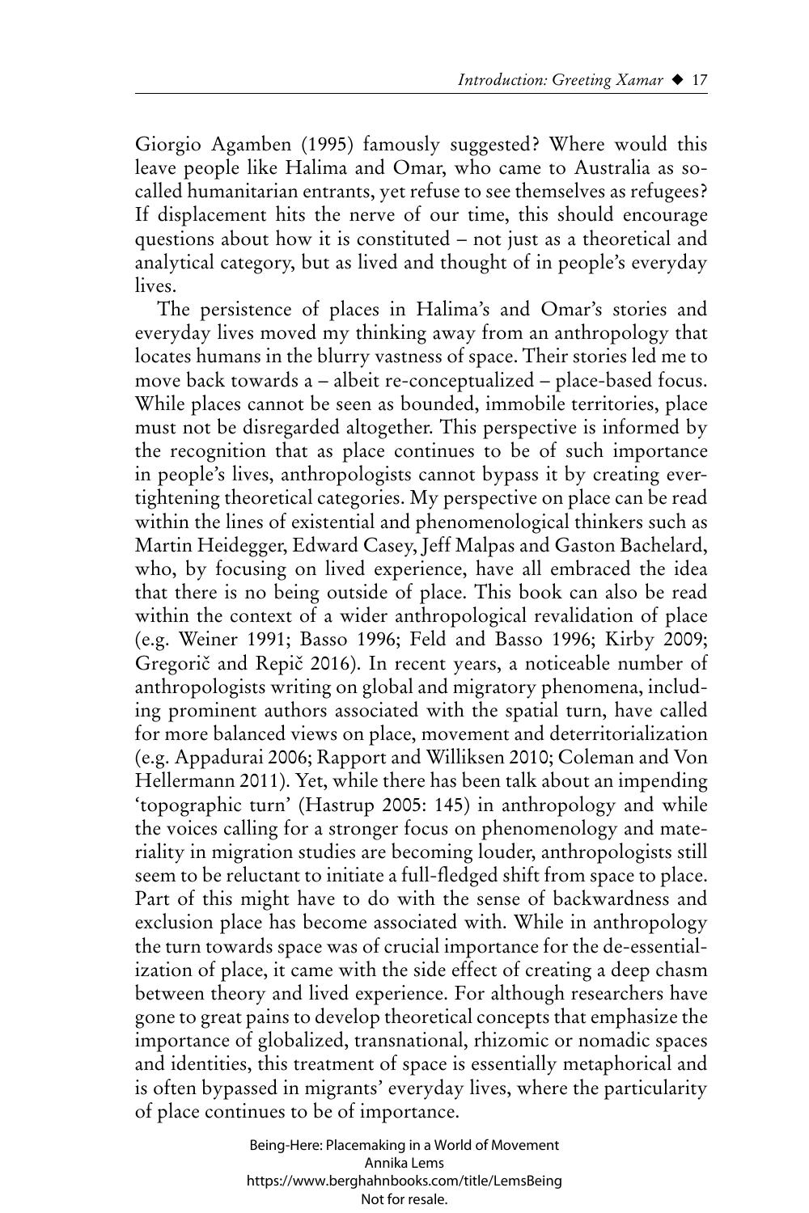Giorgio Agamben (1995) famously suggested? Where would this leave people like Halima and Omar, who came to Australia as so-called humanitarian entrants, yet refuse to see themselves as refugees? If displacement hits the nerve of our time, this should encourage questions about how it is constituted – not just as a theoretical and analytical category, but as lived and thought of in people's everyday lives.

The persistence of places in Halima's and Omar's stories and everyday lives moved my thinking away from an anthropology that locates humans in the blurry vastness of space. Their stories led me to move back towards a – albeit re-conceptualized – place-based focus. While places cannot be seen as bounded, immobile territories, place must not be disregarded altogether. This perspective is informed by the recognition that as place continues to be of such importance in people's lives, anthropologists cannot bypass it by creating ever-tightening theoretical categories. My perspective on place can be read within the lines of existential and phenomenological thinkers such as Martin Heidegger, Edward Casey, Jeff Malpas and Gaston Bachelard, who, by focusing on lived experience, have all embraced the idea that there is no being outside of place. This book can also be read within the context of a wider anthropological revalidation of place (e.g. Weiner 1991; Basso 1996; Feld and Basso 1996; Kirby 2009; Gregorič and Repič 2016). In recent years, a noticeable number of anthropologists writing on global and migratory phenomena, including prominent authors associated with the spatial turn, have called for more balanced views on place, movement and deterritorialization (e.g. Appadurai 2006; Rapport and Williksen 2010; Coleman and Von Hellermann 2011). Yet, while there has been talk about an impending 'topographic turn' (Hastrup 2005: 145) in anthropology and while the voices calling for a stronger focus on phenomenology and materiality in migration studies are becoming louder, anthropologists still seem to be reluctant to initiate a full-fledged shift from space to place. Part of this might have to do with the sense of backwardness and exclusion place has become associated with. While in anthropology the turn towards space was of crucial importance for the de-essentialization of place, it came with the side effect of creating a deep chasm between theory and lived experience. For although researchers have gone to great pains to develop theoretical concepts that emphasize the importance of globalized, transnational, rhizomic or nomadic spaces and identities, this treatment of space is essentially metaphorical and is often bypassed in migrants' everyday lives, where the particularity of place continues to be of importance.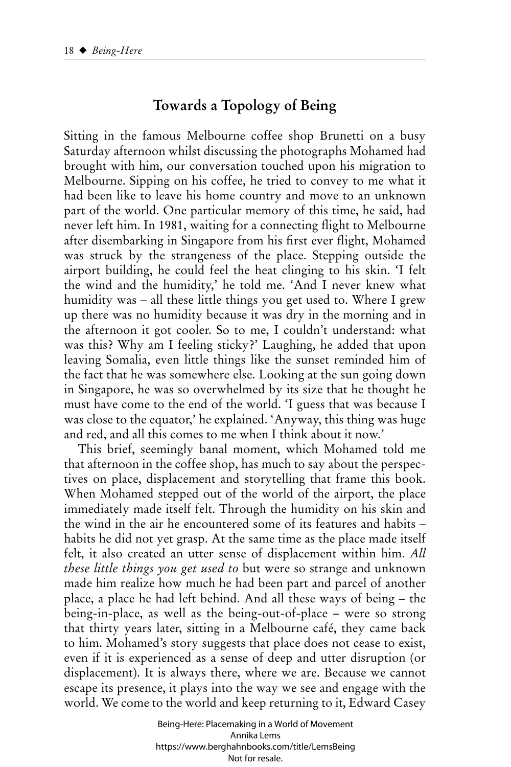## Towards a Topology of Being

Sitting in the famous Melbourne coffee shop Brunetti on a busy Saturday afternoon whilst discussing the photographs Mohamed had brought with him, our conversation touched upon his migration to Melbourne. Sipping on his coffee, he tried to convey to me what it had been like to leave his home country and move to an unknown part of the world. One particular memory of this time, he said, had never left him. In 1981, waiting for a connecting flight to Melbourne after disembarking in Singapore from his first ever flight, Mohamed was struck by the strangeness of the place. Stepping outside the airport building, he could feel the heat clinging to his skin. 'I felt the wind and the humidity,' he told me. 'And I never knew what humidity was – all these little things you get used to. Where I grew up there was no humidity because it was dry in the morning and in the afternoon it got cooler. So to me, I couldn't understand: what was this? Why am I feeling sticky?' Laughing, he added that upon leaving Somalia, even little things like the sunset reminded him of the fact that he was somewhere else. Looking at the sun going down in Singapore, he was so overwhelmed by its size that he thought he must have come to the end of the world. 'I guess that was because I was close to the equator,' he explained. 'Anyway, this thing was huge and red, and all this comes to me when I think about it now.'

This brief, seemingly banal moment, which Mohamed told me that afternoon in the coffee shop, has much to say about the perspectives on place, displacement and storytelling that frame this book. When Mohamed stepped out of the world of the airport, the place immediately made itself felt. Through the humidity on his skin and the wind in the air he encountered some of its features and habits – habits he did not yet grasp. At the same time as the place made itself felt, it also created an utter sense of displacement within him. *All these little things you get used to* but were so strange and unknown made him realize how much he had been part and parcel of another place, a place he had left behind. And all these ways of being – the being-in-place, as well as the being-out-of-place – were so strong that thirty years later, sitting in a Melbourne café, they came back to him. Mohamed's story suggests that place does not cease to exist, even if it is experienced as a sense of deep and utter disruption (or displacement). It is always there, where we are. Because we cannot escape its presence, it plays into the way we see and engage with the world. We come to the world and keep returning to it, Edward Casey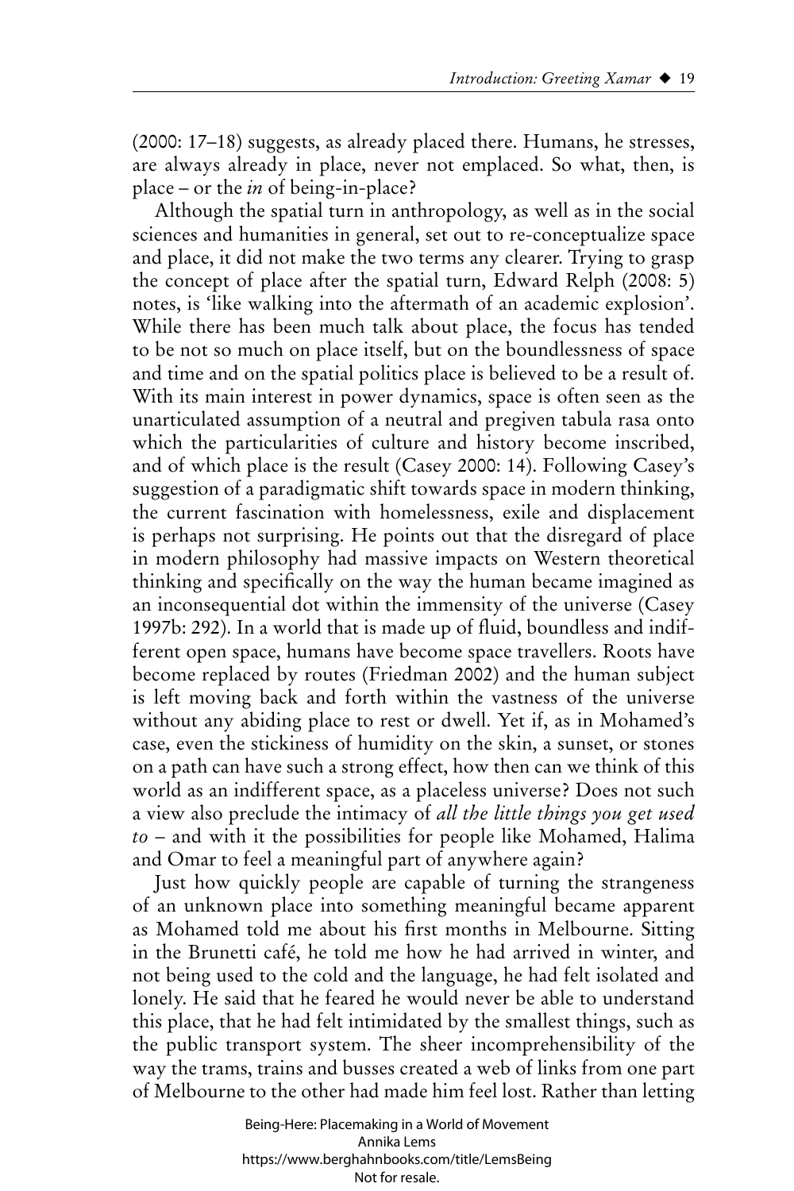(2000: 17–18) suggests, as already placed there. Humans, he stresses, are always already in place, never not emplaced. So what, then, is place – or the *in* of being-in-place?

Although the spatial turn in anthropology, as well as in the social sciences and humanities in general, set out to re-conceptualize space and place, it did not make the two terms any clearer. Trying to grasp the concept of place after the spatial turn, Edward Relph (2008: 5) notes, is 'like walking into the aftermath of an academic explosion'. While there has been much talk about place, the focus has tended to be not so much on place itself, but on the boundlessness of space and time and on the spatial politics place is believed to be a result of. With its main interest in power dynamics, space is often seen as the unarticulated assumption of a neutral and pregiven tabula rasa onto which the particularities of culture and history become inscribed, and of which place is the result (Casey 2000: 14). Following Casey's suggestion of a paradigmatic shift towards space in modern thinking, the current fascination with homelessness, exile and displacement is perhaps not surprising. He points out that the disregard of place in modern philosophy had massive impacts on Western theoretical thinking and specifically on the way the human became imagined as an inconsequential dot within the immensity of the universe (Casey 1997b: 292). In a world that is made up of fluid, boundless and indifferent open space, humans have become space travellers. Roots have become replaced by routes (Friedman 2002) and the human subject is left moving back and forth within the vastness of the universe without any abiding place to rest or dwell. Yet if, as in Mohamed's case, even the stickiness of humidity on the skin, a sunset, or stones on a path can have such a strong effect, how then can we think of this world as an indifferent space, as a placeless universe? Does not such a view also preclude the intimacy of *all the little things you get used to* – and with it the possibilities for people like Mohamed, Halima and Omar to feel a meaningful part of anywhere again?

Just how quickly people are capable of turning the strangeness of an unknown place into something meaningful became apparent as Mohamed told me about his first months in Melbourne. Sitting in the Brunetti café, he told me how he had arrived in winter, and not being used to the cold and the language, he had felt isolated and lonely. He said that he feared he would never be able to understand this place, that he had felt intimidated by the smallest things, such as the public transport system. The sheer incomprehensibility of the way the trams, trains and busses created a web of links from one part of Melbourne to the other had made him feel lost. Rather than letting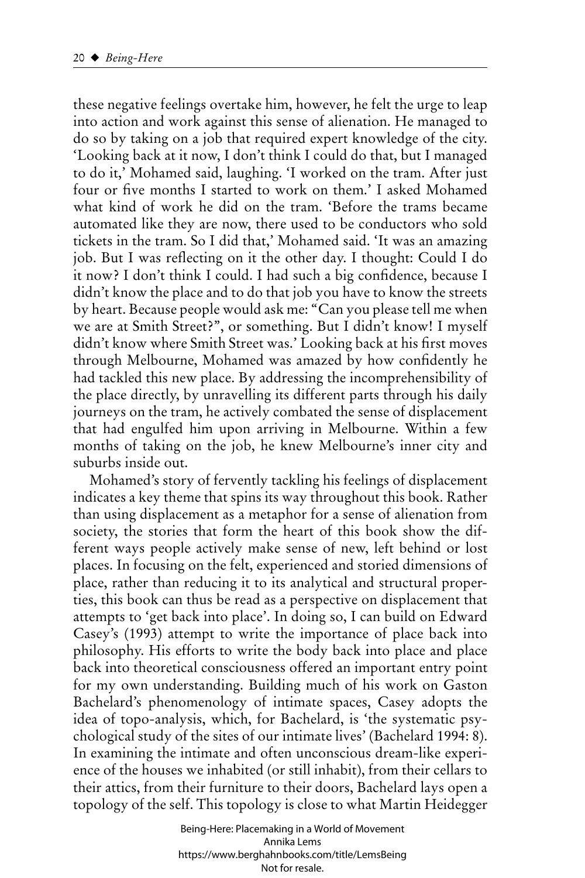these negative feelings overtake him, however, he felt the urge to leap into action and work against this sense of alienation. He managed to do so by taking on a job that required expert knowledge of the city. 'Looking back at it now, I don't think I could do that, but I managed to do it,' Mohamed said, laughing. 'I worked on the tram. After just four or five months I started to work on them.' I asked Mohamed what kind of work he did on the tram. 'Before the trams became automated like they are now, there used to be conductors who sold tickets in the tram. So I did that,' Mohamed said. 'It was an amazing job. But I was reflecting on it the other day. I thought: Could I do it now? I don't think I could. I had such a big confidence, because I didn't know the place and to do that job you have to know the streets by heart. Because people would ask me: "Can you please tell me when we are at Smith Street?", or something. But I didn't know! I myself didn't know where Smith Street was.' Looking back at his first moves through Melbourne, Mohamed was amazed by how confidently he had tackled this new place. By addressing the incomprehensibility of the place directly, by unravelling its different parts through his daily journeys on the tram, he actively combated the sense of displacement that had engulfed him upon arriving in Melbourne. Within a few months of taking on the job, he knew Melbourne's inner city and suburbs inside out.

Mohamed's story of fervently tackling his feelings of displacement indicates a key theme that spins its way throughout this book. Rather than using displacement as a metaphor for a sense of alienation from society, the stories that form the heart of this book show the different ways people actively make sense of new, left behind or lost places. In focusing on the felt, experienced and storied dimensions of place, rather than reducing it to its analytical and structural properties, this book can thus be read as a perspective on displacement that attempts to 'get back into place'. In doing so, I can build on Edward Casey's (1993) attempt to write the importance of place back into philosophy. His efforts to write the body back into place and place back into theoretical consciousness offered an important entry point for my own understanding. Building much of his work on Gaston Bachelard's phenomenology of intimate spaces, Casey adopts the idea of topo-analysis, which, for Bachelard, is 'the systematic psychological study of the sites of our intimate lives' (Bachelard 1994: 8). In examining the intimate and often unconscious dream-like experience of the houses we inhabited (or still inhabit), from their cellars to their attics, from their furniture to their doors, Bachelard lays open a topology of the self. This topology is close to what Martin Heidegger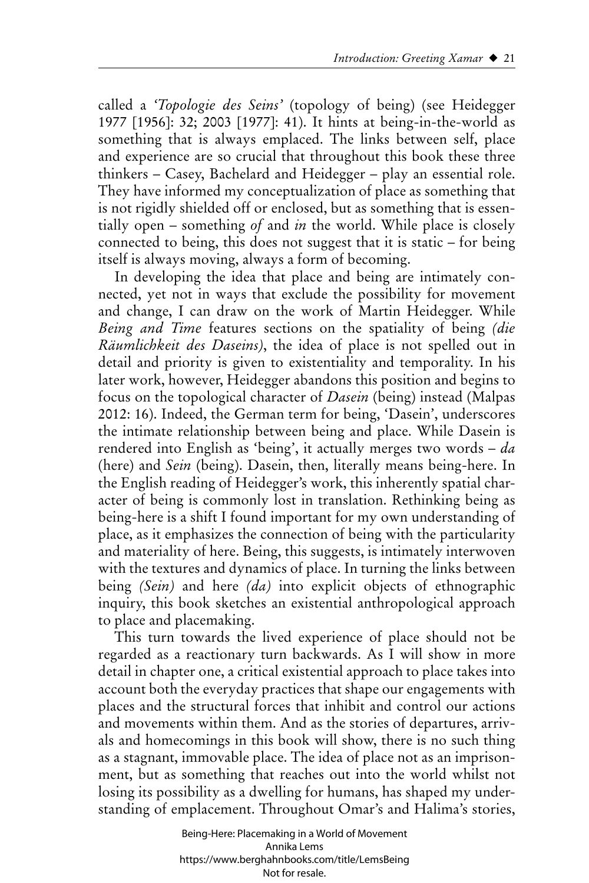called a *'Topologie des Seins'* (topology of being) (see Heidegger 1977 [1956]: 32; 2003 [1977]: 41). It hints at being-in-the-world as something that is always emplaced. The links between self, place and experience are so crucial that throughout this book these three thinkers – Casey, Bachelard and Heidegger – play an essential role. They have informed my conceptualization of place as something that is not rigidly shielded off or enclosed, but as something that is essentially open – something *of* and *in* the world. While place is closely connected to being, this does not suggest that it is static – for being itself is always moving, always a form of becoming.

In developing the idea that place and being are intimately connected, yet not in ways that exclude the possibility for movement and change, I can draw on the work of Martin Heidegger. While *Being and Time* features sections on the spatiality of being *(die Räumlichkeit des Daseins)*, the idea of place is not spelled out in detail and priority is given to existentiality and temporality. In his later work, however, Heidegger abandons this position and begins to focus on the topological character of *Dasein* (being) instead (Malpas 2012: 16). Indeed, the German term for being, 'Dasein', underscores the intimate relationship between being and place. While Dasein is rendered into English as 'being', it actually merges two words – *da* (here) and *Sein* (being). Dasein, then, literally means being-here. In the English reading of Heidegger's work, this inherently spatial character of being is commonly lost in translation. Rethinking being as being-here is a shift I found important for my own understanding of place, as it emphasizes the connection of being with the particularity and materiality of here. Being, this suggests, is intimately interwoven with the textures and dynamics of place. In turning the links between being *(Sein)* and here *(da)* into explicit objects of ethnographic inquiry, this book sketches an existential anthropological approach to place and placemaking.

This turn towards the lived experience of place should not be regarded as a reactionary turn backwards. As I will show in more detail in chapter one, a critical existential approach to place takes into account both the everyday practices that shape our engagements with places and the structural forces that inhibit and control our actions and movements within them. And as the stories of departures, arrivals and homecomings in this book will show, there is no such thing as a stagnant, immovable place. The idea of place not as an imprisonment, but as something that reaches out into the world whilst not losing its possibility as a dwelling for humans, has shaped my understanding of emplacement. Throughout Omar's and Halima's stories,

Being-Here: Placemaking in a World of Movement
Annika Lems
https://www.berghahnbooks.com/title/LemsBeing
Not for resale.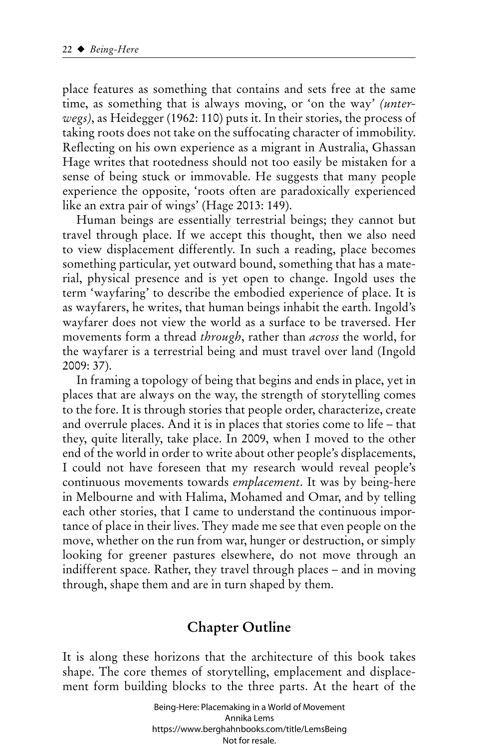place features as something that contains and sets free at the same time, as something that is always moving, or 'on the way' *(unterwegs)*, as Heidegger (1962: 110) puts it. In their stories, the process of taking roots does not take on the suffocating character of immobility. Reflecting on his own experience as a migrant in Australia, Ghassan Hage writes that rootedness should not too easily be mistaken for a sense of being stuck or immovable. He suggests that many people experience the opposite, 'roots often are paradoxically experienced like an extra pair of wings' (Hage 2013: 149).

Human beings are essentially terrestrial beings; they cannot but travel through place. If we accept this thought, then we also need to view displacement differently. In such a reading, place becomes something particular, yet outward bound, something that has a material, physical presence and is yet open to change. Ingold uses the term 'wayfaring' to describe the embodied experience of place. It is as wayfarers, he writes, that human beings inhabit the earth. Ingold's wayfarer does not view the world as a surface to be traversed. Her movements form a thread *through*, rather than *across* the world, for the wayfarer is a terrestrial being and must travel over land (Ingold 2009: 37).

In framing a topology of being that begins and ends in place, yet in places that are always on the way, the strength of storytelling comes to the fore. It is through stories that people order, characterize, create and overrule places. And it is in places that stories come to life – that they, quite literally, take place. In 2009, when I moved to the other end of the world in order to write about other people's displacements, I could not have foreseen that my research would reveal people's continuous movements towards *emplacement*. It was by being-here in Melbourne and with Halima, Mohamed and Omar, and by telling each other stories, that I came to understand the continuous importance of place in their lives. They made me see that even people on the move, whether on the run from war, hunger or destruction, or simply looking for greener pastures elsewhere, do not move through an indifferent space. Rather, they travel through places – and in moving through, shape them and are in turn shaped by them.

## Chapter Outline

It is along these horizons that the architecture of this book takes shape. The core themes of storytelling, emplacement and displacement form building blocks to the three parts. At the heart of the

Being-Here: Placemaking in a World of Movement
Annika Lems
https://www.berghahnbooks.com/title/LemsBeing
Not for resale.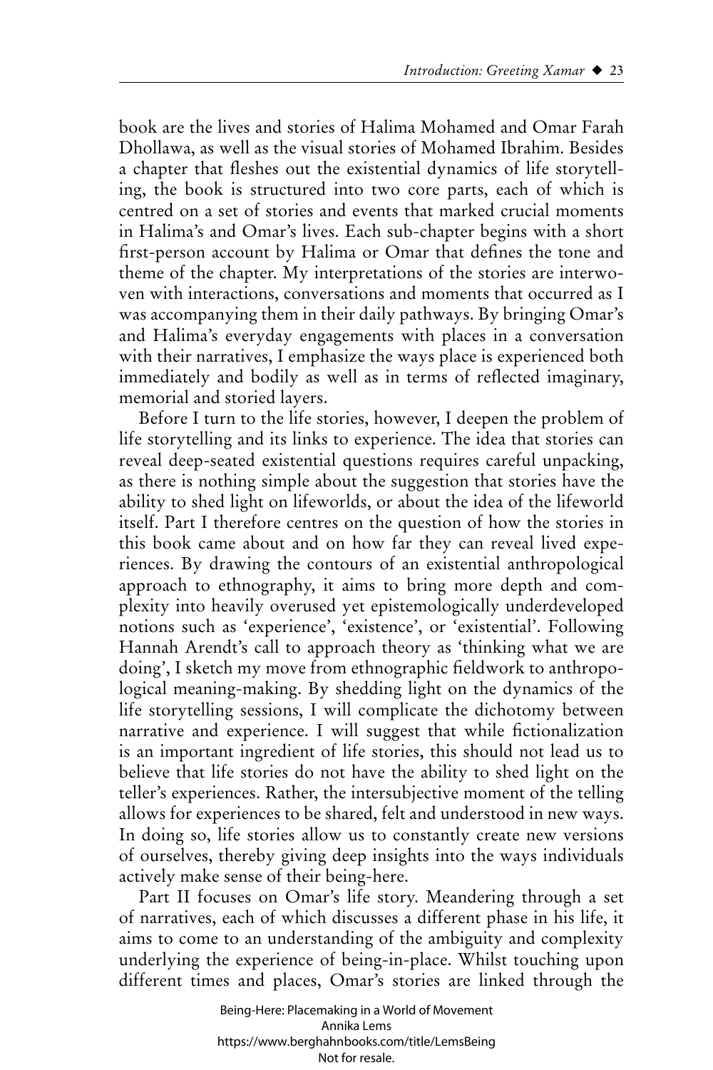book are the lives and stories of Halima Mohamed and Omar Farah Dhollawa, as well as the visual stories of Mohamed Ibrahim. Besides a chapter that fleshes out the existential dynamics of life storytelling, the book is structured into two core parts, each of which is centred on a set of stories and events that marked crucial moments in Halima's and Omar's lives. Each sub-chapter begins with a short first-person account by Halima or Omar that defines the tone and theme of the chapter. My interpretations of the stories are interwoven with interactions, conversations and moments that occurred as I was accompanying them in their daily pathways. By bringing Omar's and Halima's everyday engagements with places in a conversation with their narratives, I emphasize the ways place is experienced both immediately and bodily as well as in terms of reflected imaginary, memorial and storied layers.

Before I turn to the life stories, however, I deepen the problem of life storytelling and its links to experience. The idea that stories can reveal deep-seated existential questions requires careful unpacking, as there is nothing simple about the suggestion that stories have the ability to shed light on lifeworlds, or about the idea of the lifeworld itself. Part I therefore centres on the question of how the stories in this book came about and on how far they can reveal lived experiences. By drawing the contours of an existential anthropological approach to ethnography, it aims to bring more depth and complexity into heavily overused yet epistemologically underdeveloped notions such as 'experience', 'existence', or 'existential'. Following Hannah Arendt's call to approach theory as 'thinking what we are doing', I sketch my move from ethnographic fieldwork to anthropological meaning-making. By shedding light on the dynamics of the life storytelling sessions, I will complicate the dichotomy between narrative and experience. I will suggest that while fictionalization is an important ingredient of life stories, this should not lead us to believe that life stories do not have the ability to shed light on the teller's experiences. Rather, the intersubjective moment of the telling allows for experiences to be shared, felt and understood in new ways. In doing so, life stories allow us to constantly create new versions of ourselves, thereby giving deep insights into the ways individuals actively make sense of their being-here.

Part II focuses on Omar's life story. Meandering through a set of narratives, each of which discusses a different phase in his life, it aims to come to an understanding of the ambiguity and complexity underlying the experience of being-in-place. Whilst touching upon different times and places, Omar's stories are linked through the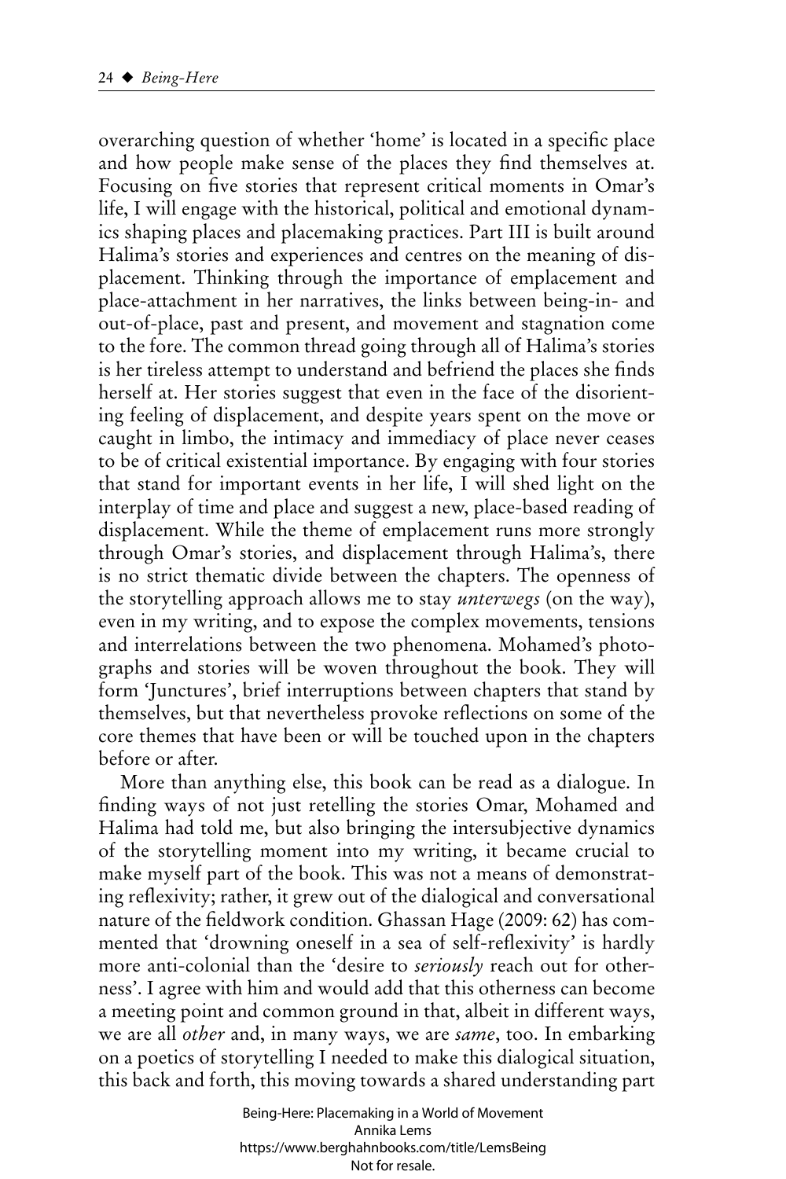overarching question of whether 'home' is located in a specific place and how people make sense of the places they find themselves at. Focusing on five stories that represent critical moments in Omar's life, I will engage with the historical, political and emotional dynamics shaping places and placemaking practices. Part III is built around Halima's stories and experiences and centres on the meaning of displacement. Thinking through the importance of emplacement and place-attachment in her narratives, the links between being-in- and out-of-place, past and present, and movement and stagnation come to the fore. The common thread going through all of Halima's stories is her tireless attempt to understand and befriend the places she finds herself at. Her stories suggest that even in the face of the disorienting feeling of displacement, and despite years spent on the move or caught in limbo, the intimacy and immediacy of place never ceases to be of critical existential importance. By engaging with four stories that stand for important events in her life, I will shed light on the interplay of time and place and suggest a new, place-based reading of displacement. While the theme of emplacement runs more strongly through Omar's stories, and displacement through Halima's, there is no strict thematic divide between the chapters. The openness of the storytelling approach allows me to stay *unterwegs* (on the way), even in my writing, and to expose the complex movements, tensions and interrelations between the two phenomena. Mohamed's photographs and stories will be woven throughout the book. They will form 'Junctures', brief interruptions between chapters that stand by themselves, but that nevertheless provoke reflections on some of the core themes that have been or will be touched upon in the chapters before or after.

More than anything else, this book can be read as a dialogue. In finding ways of not just retelling the stories Omar, Mohamed and Halima had told me, but also bringing the intersubjective dynamics of the storytelling moment into my writing, it became crucial to make myself part of the book. This was not a means of demonstrating reflexivity; rather, it grew out of the dialogical and conversational nature of the fieldwork condition. Ghassan Hage (2009: 62) has commented that 'drowning oneself in a sea of self-reflexivity' is hardly more anti-colonial than the 'desire to *seriously* reach out for otherness'. I agree with him and would add that this otherness can become a meeting point and common ground in that, albeit in different ways, we are all *other* and, in many ways, we are *same*, too. In embarking on a poetics of storytelling I needed to make this dialogical situation, this back and forth, this moving towards a shared understanding part

Being-Here: Placemaking in a World of Movement
Annika Lems
https://www.berghahnbooks.com/title/LemsBeing
Not for resale.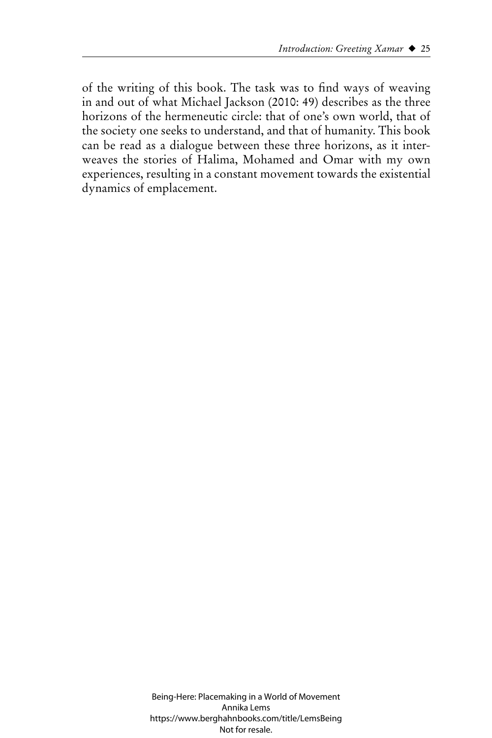of the writing of this book. The task was to find ways of weaving in and out of what Michael Jackson (2010: 49) describes as the three horizons of the hermeneutic circle: that of one's own world, that of the society one seeks to understand, and that of humanity. This book can be read as a dialogue between these three horizons, as it interweaves the stories of Halima, Mohamed and Omar with my own experiences, resulting in a constant movement towards the existential dynamics of emplacement.